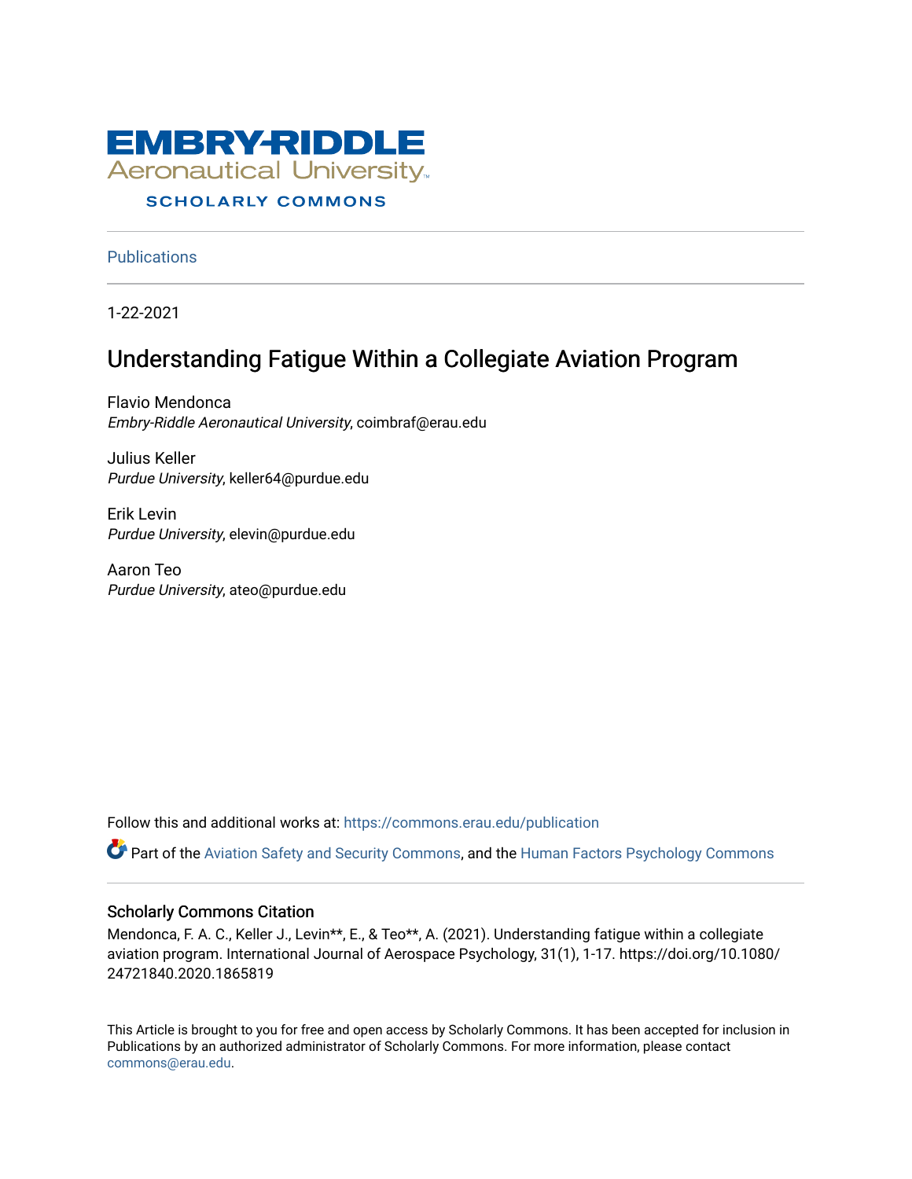EMBRY-RIDDLE
Aeronautical University
SCHOLARLY COMMONS

Publications

1-22-2021

# Understanding Fatigue Within a Collegiate Aviation Program

Flavio Mendonca
*Embry-Riddle Aeronautical University*, coimbraf@erau.edu

Julius Keller
*Purdue University*, keller64@purdue.edu

Erik Levin
*Purdue University*, elevin@purdue.edu

Aaron Teo
*Purdue University*, ateo@purdue.edu

Follow this and additional works at: https://commons.erau.edu/publication

Part of the Aviation Safety and Security Commons, and the Human Factors Psychology Commons

## Scholarly Commons Citation

Mendonca, F. A. C., Keller J., Levin**, E., & Teo**, A. (2021). Understanding fatigue within a collegiate aviation program. International Journal of Aerospace Psychology, 31(1), 1-17. https://doi.org/10.1080/24721840.2020.1865819

This Article is brought to you for free and open access by Scholarly Commons. It has been accepted for inclusion in Publications by an authorized administrator of Scholarly Commons. For more information, please contact commons@erau.edu.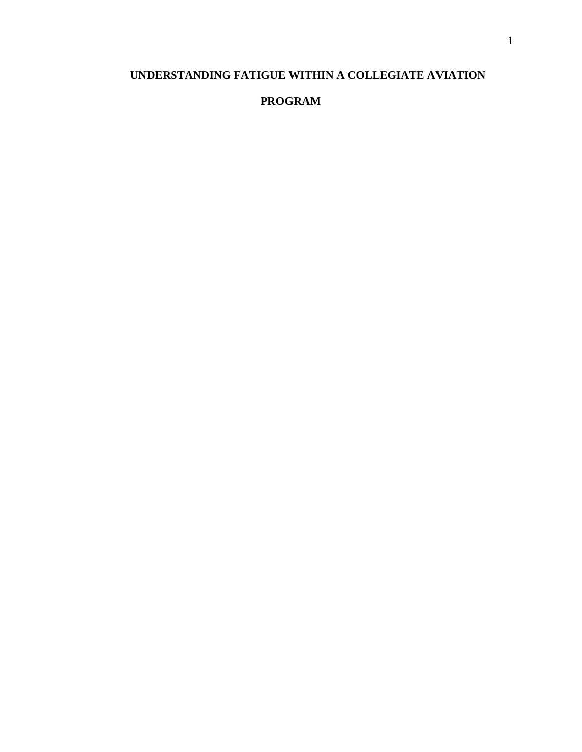# UNDERSTANDING FATIGUE WITHIN A COLLEGIATE AVIATION PROGRAM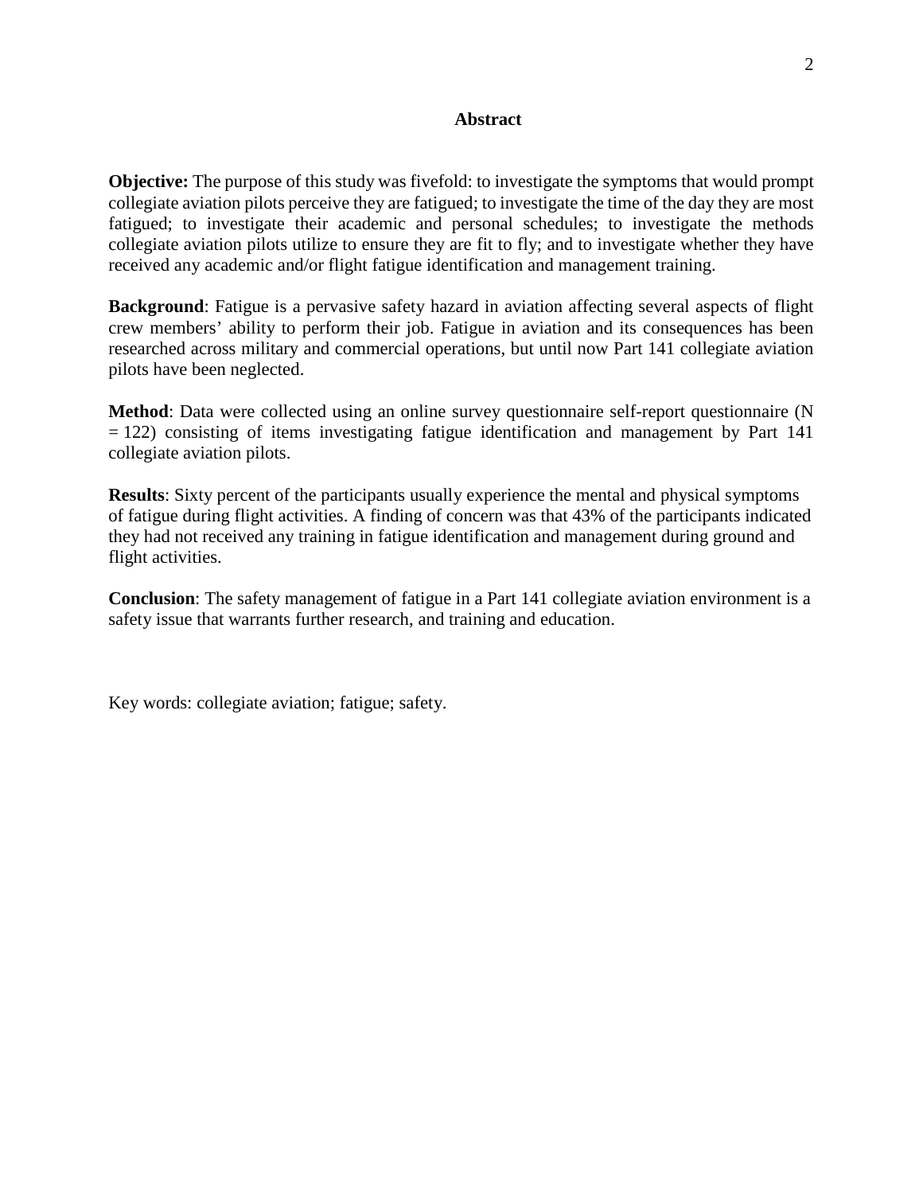## Abstract

**Objective:** The purpose of this study was fivefold: to investigate the symptoms that would prompt collegiate aviation pilots perceive they are fatigued; to investigate the time of the day they are most fatigued; to investigate their academic and personal schedules; to investigate the methods collegiate aviation pilots utilize to ensure they are fit to fly; and to investigate whether they have received any academic and/or flight fatigue identification and management training.

**Background**: Fatigue is a pervasive safety hazard in aviation affecting several aspects of flight crew members' ability to perform their job. Fatigue in aviation and its consequences has been researched across military and commercial operations, but until now Part 141 collegiate aviation pilots have been neglected.

**Method**: Data were collected using an online survey questionnaire self-report questionnaire (N = 122) consisting of items investigating fatigue identification and management by Part 141 collegiate aviation pilots.

**Results**: Sixty percent of the participants usually experience the mental and physical symptoms of fatigue during flight activities. A finding of concern was that 43% of the participants indicated they had not received any training in fatigue identification and management during ground and flight activities.

**Conclusion**: The safety management of fatigue in a Part 141 collegiate aviation environment is a safety issue that warrants further research, and training and education.

Key words: collegiate aviation; fatigue; safety.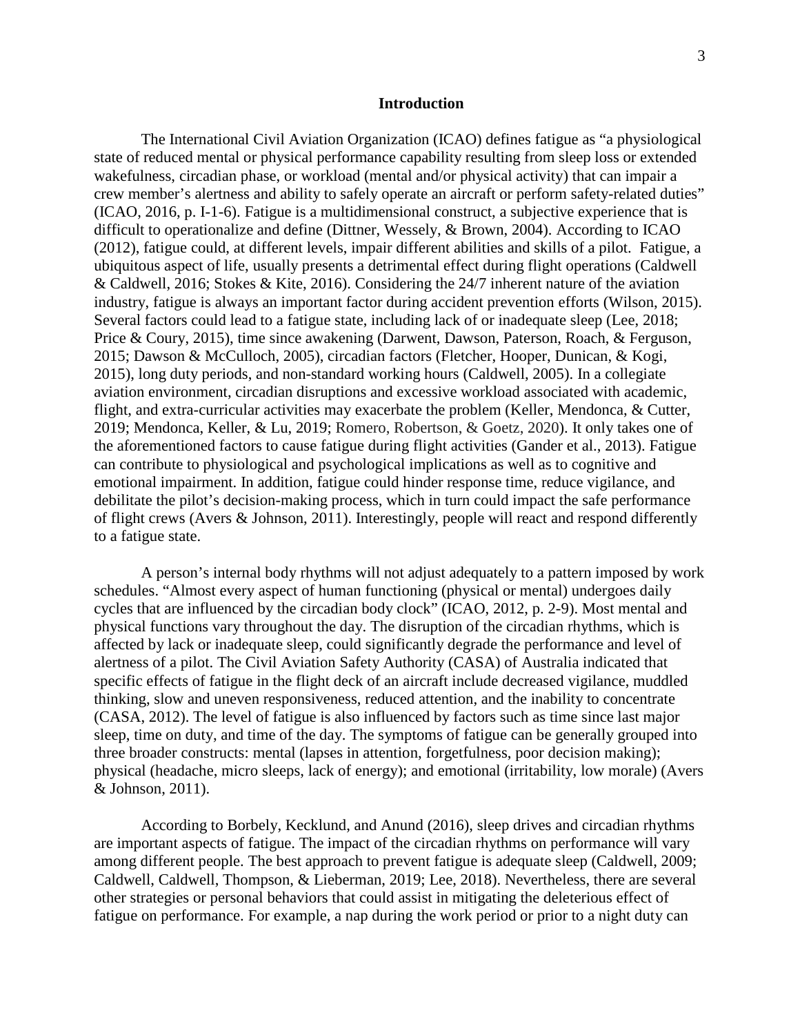## Introduction

The International Civil Aviation Organization (ICAO) defines fatigue as "a physiological state of reduced mental or physical performance capability resulting from sleep loss or extended wakefulness, circadian phase, or workload (mental and/or physical activity) that can impair a crew member's alertness and ability to safely operate an aircraft or perform safety-related duties" (ICAO, 2016, p. I-1-6). Fatigue is a multidimensional construct, a subjective experience that is difficult to operationalize and define (Dittner, Wessely, & Brown, 2004). According to ICAO (2012), fatigue could, at different levels, impair different abilities and skills of a pilot. Fatigue, a ubiquitous aspect of life, usually presents a detrimental effect during flight operations (Caldwell & Caldwell, 2016; Stokes & Kite, 2016). Considering the 24/7 inherent nature of the aviation industry, fatigue is always an important factor during accident prevention efforts (Wilson, 2015). Several factors could lead to a fatigue state, including lack of or inadequate sleep (Lee, 2018; Price & Coury, 2015), time since awakening (Darwent, Dawson, Paterson, Roach, & Ferguson, 2015; Dawson & McCulloch, 2005), circadian factors (Fletcher, Hooper, Dunican, & Kogi, 2015), long duty periods, and non-standard working hours (Caldwell, 2005). In a collegiate aviation environment, circadian disruptions and excessive workload associated with academic, flight, and extra-curricular activities may exacerbate the problem (Keller, Mendonca, & Cutter, 2019; Mendonca, Keller, & Lu, 2019; Romero, Robertson, & Goetz, 2020). It only takes one of the aforementioned factors to cause fatigue during flight activities (Gander et al., 2013). Fatigue can contribute to physiological and psychological implications as well as to cognitive and emotional impairment. In addition, fatigue could hinder response time, reduce vigilance, and debilitate the pilot's decision-making process, which in turn could impact the safe performance of flight crews (Avers & Johnson, 2011). Interestingly, people will react and respond differently to a fatigue state.

A person's internal body rhythms will not adjust adequately to a pattern imposed by work schedules. "Almost every aspect of human functioning (physical or mental) undergoes daily cycles that are influenced by the circadian body clock" (ICAO, 2012, p. 2-9). Most mental and physical functions vary throughout the day. The disruption of the circadian rhythms, which is affected by lack or inadequate sleep, could significantly degrade the performance and level of alertness of a pilot. The Civil Aviation Safety Authority (CASA) of Australia indicated that specific effects of fatigue in the flight deck of an aircraft include decreased vigilance, muddled thinking, slow and uneven responsiveness, reduced attention, and the inability to concentrate (CASA, 2012). The level of fatigue is also influenced by factors such as time since last major sleep, time on duty, and time of the day. The symptoms of fatigue can be generally grouped into three broader constructs: mental (lapses in attention, forgetfulness, poor decision making); physical (headache, micro sleeps, lack of energy); and emotional (irritability, low morale) (Avers & Johnson, 2011).

According to Borbely, Kecklund, and Anund (2016), sleep drives and circadian rhythms are important aspects of fatigue. The impact of the circadian rhythms on performance will vary among different people. The best approach to prevent fatigue is adequate sleep (Caldwell, 2009; Caldwell, Caldwell, Thompson, & Lieberman, 2019; Lee, 2018). Nevertheless, there are several other strategies or personal behaviors that could assist in mitigating the deleterious effect of fatigue on performance. For example, a nap during the work period or prior to a night duty can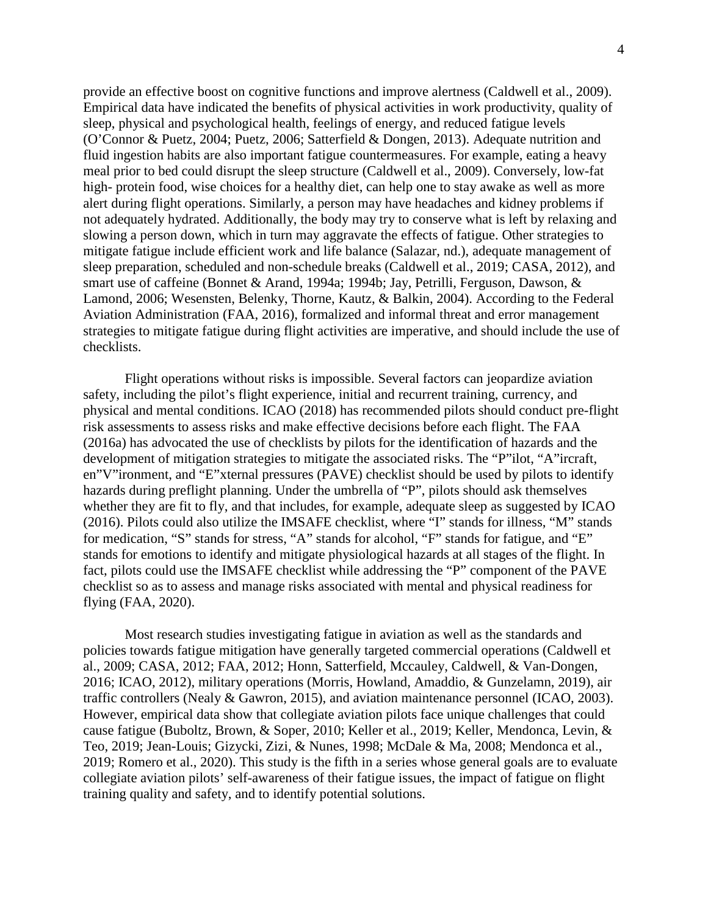provide an effective boost on cognitive functions and improve alertness (Caldwell et al., 2009). Empirical data have indicated the benefits of physical activities in work productivity, quality of sleep, physical and psychological health, feelings of energy, and reduced fatigue levels (O'Connor & Puetz, 2004; Puetz, 2006; Satterfield & Dongen, 2013). Adequate nutrition and fluid ingestion habits are also important fatigue countermeasures. For example, eating a heavy meal prior to bed could disrupt the sleep structure (Caldwell et al., 2009). Conversely, low-fat high- protein food, wise choices for a healthy diet, can help one to stay awake as well as more alert during flight operations. Similarly, a person may have headaches and kidney problems if not adequately hydrated. Additionally, the body may try to conserve what is left by relaxing and slowing a person down, which in turn may aggravate the effects of fatigue. Other strategies to mitigate fatigue include efficient work and life balance (Salazar, nd.), adequate management of sleep preparation, scheduled and non-schedule breaks (Caldwell et al., 2019; CASA, 2012), and smart use of caffeine (Bonnet & Arand, 1994a; 1994b; Jay, Petrilli, Ferguson, Dawson, & Lamond, 2006; Wesensten, Belenky, Thorne, Kautz, & Balkin, 2004). According to the Federal Aviation Administration (FAA, 2016), formalized and informal threat and error management strategies to mitigate fatigue during flight activities are imperative, and should include the use of checklists.

Flight operations without risks is impossible. Several factors can jeopardize aviation safety, including the pilot's flight experience, initial and recurrent training, currency, and physical and mental conditions. ICAO (2018) has recommended pilots should conduct pre-flight risk assessments to assess risks and make effective decisions before each flight. The FAA (2016a) has advocated the use of checklists by pilots for the identification of hazards and the development of mitigation strategies to mitigate the associated risks. The "P"ilot, "A"ircraft, en"V"ironment, and "E"xternal pressures (PAVE) checklist should be used by pilots to identify hazards during preflight planning. Under the umbrella of "P", pilots should ask themselves whether they are fit to fly, and that includes, for example, adequate sleep as suggested by ICAO (2016). Pilots could also utilize the IMSAFE checklist, where "I" stands for illness, "M" stands for medication, "S" stands for stress, "A" stands for alcohol, "F" stands for fatigue, and "E" stands for emotions to identify and mitigate physiological hazards at all stages of the flight. In fact, pilots could use the IMSAFE checklist while addressing the "P" component of the PAVE checklist so as to assess and manage risks associated with mental and physical readiness for flying (FAA, 2020).

Most research studies investigating fatigue in aviation as well as the standards and policies towards fatigue mitigation have generally targeted commercial operations (Caldwell et al., 2009; CASA, 2012; FAA, 2012; Honn, Satterfield, Mccauley, Caldwell, & Van-Dongen, 2016; ICAO, 2012), military operations (Morris, Howland, Amaddio, & Gunzelamn, 2019), air traffic controllers (Nealy & Gawron, 2015), and aviation maintenance personnel (ICAO, 2003). However, empirical data show that collegiate aviation pilots face unique challenges that could cause fatigue (Buboltz, Brown, & Soper, 2010; Keller et al., 2019; Keller, Mendonca, Levin, & Teo, 2019; Jean-Louis; Gizycki, Zizi, & Nunes, 1998; McDale & Ma, 2008; Mendonca et al., 2019; Romero et al., 2020). This study is the fifth in a series whose general goals are to evaluate collegiate aviation pilots' self-awareness of their fatigue issues, the impact of fatigue on flight training quality and safety, and to identify potential solutions.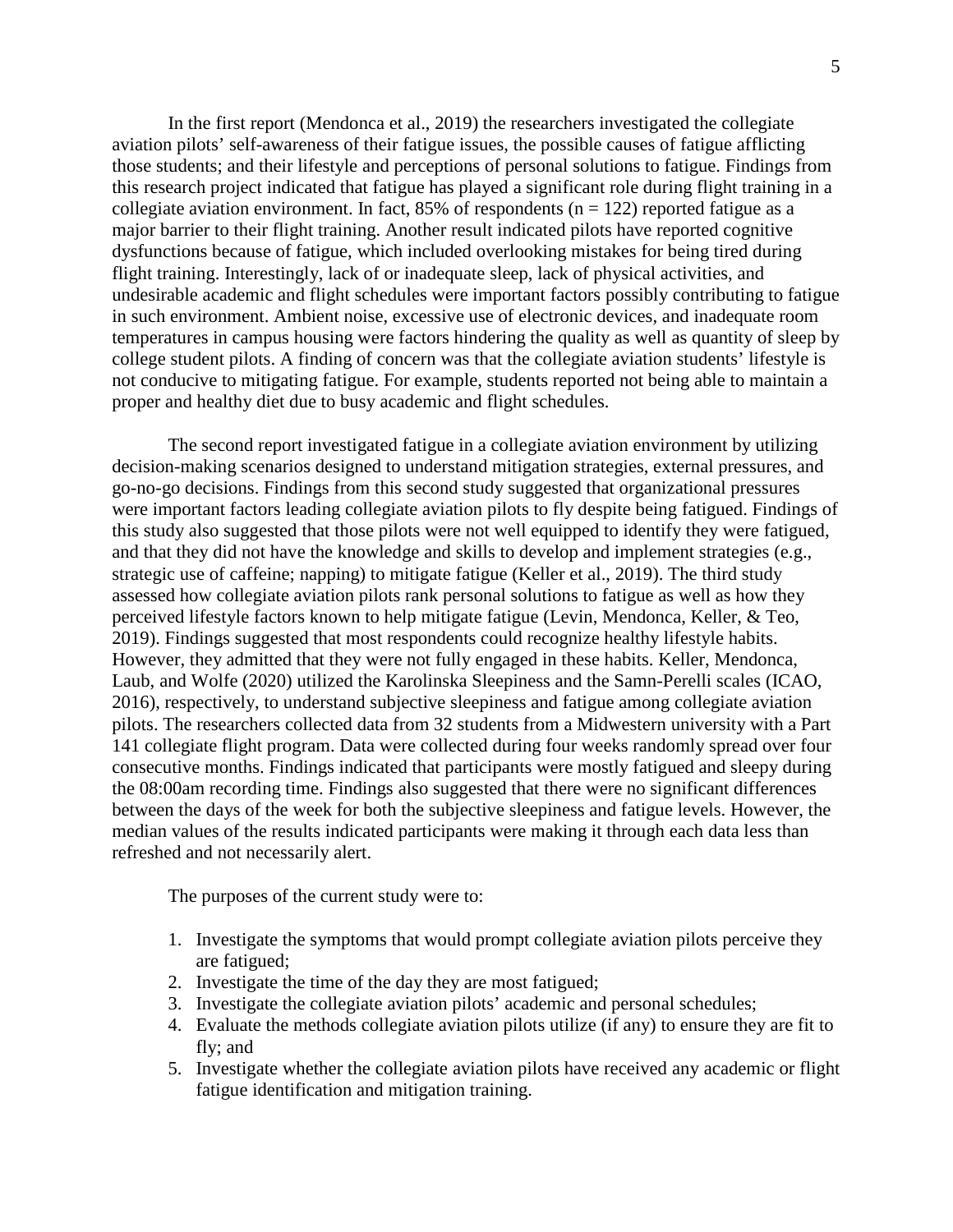In the first report (Mendonca et al., 2019) the researchers investigated the collegiate aviation pilots' self-awareness of their fatigue issues, the possible causes of fatigue afflicting those students; and their lifestyle and perceptions of personal solutions to fatigue. Findings from this research project indicated that fatigue has played a significant role during flight training in a collegiate aviation environment. In fact, 85% of respondents ($n = 122$) reported fatigue as a major barrier to their flight training. Another result indicated pilots have reported cognitive dysfunctions because of fatigue, which included overlooking mistakes for being tired during flight training. Interestingly, lack of or inadequate sleep, lack of physical activities, and undesirable academic and flight schedules were important factors possibly contributing to fatigue in such environment. Ambient noise, excessive use of electronic devices, and inadequate room temperatures in campus housing were factors hindering the quality as well as quantity of sleep by college student pilots. A finding of concern was that the collegiate aviation students' lifestyle is not conducive to mitigating fatigue. For example, students reported not being able to maintain a proper and healthy diet due to busy academic and flight schedules.

The second report investigated fatigue in a collegiate aviation environment by utilizing decision-making scenarios designed to understand mitigation strategies, external pressures, and go-no-go decisions. Findings from this second study suggested that organizational pressures were important factors leading collegiate aviation pilots to fly despite being fatigued. Findings of this study also suggested that those pilots were not well equipped to identify they were fatigued, and that they did not have the knowledge and skills to develop and implement strategies (e.g., strategic use of caffeine; napping) to mitigate fatigue (Keller et al., 2019). The third study assessed how collegiate aviation pilots rank personal solutions to fatigue as well as how they perceived lifestyle factors known to help mitigate fatigue (Levin, Mendonca, Keller, & Teo, 2019). Findings suggested that most respondents could recognize healthy lifestyle habits. However, they admitted that they were not fully engaged in these habits. Keller, Mendonca, Laub, and Wolfe (2020) utilized the Karolinska Sleepiness and the Samn-Perelli scales (ICAO, 2016), respectively, to understand subjective sleepiness and fatigue among collegiate aviation pilots. The researchers collected data from 32 students from a Midwestern university with a Part 141 collegiate flight program. Data were collected during four weeks randomly spread over four consecutive months. Findings indicated that participants were mostly fatigued and sleepy during the 08:00am recording time. Findings also suggested that there were no significant differences between the days of the week for both the subjective sleepiness and fatigue levels. However, the median values of the results indicated participants were making it through each data less than refreshed and not necessarily alert.

The purposes of the current study were to:

1. Investigate the symptoms that would prompt collegiate aviation pilots perceive they are fatigued;
2. Investigate the time of the day they are most fatigued;
3. Investigate the collegiate aviation pilots' academic and personal schedules;
4. Evaluate the methods collegiate aviation pilots utilize (if any) to ensure they are fit to fly; and
5. Investigate whether the collegiate aviation pilots have received any academic or flight fatigue identification and mitigation training.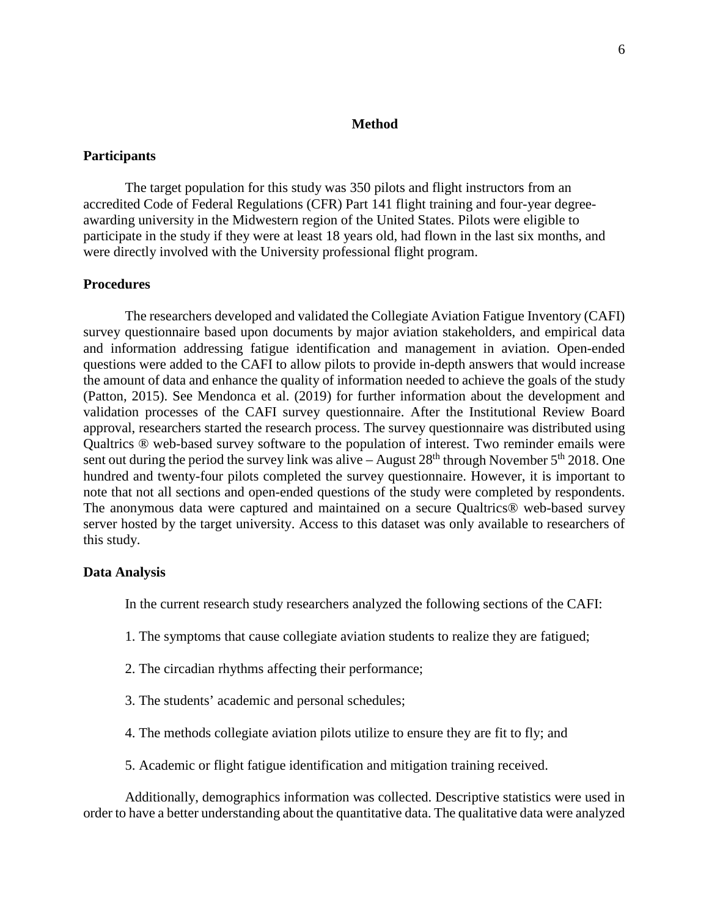# Method

## Participants

The target population for this study was 350 pilots and flight instructors from an accredited Code of Federal Regulations (CFR) Part 141 flight training and four-year degree-awarding university in the Midwestern region of the United States. Pilots were eligible to participate in the study if they were at least 18 years old, had flown in the last six months, and were directly involved with the University professional flight program.

## Procedures

The researchers developed and validated the Collegiate Aviation Fatigue Inventory (CAFI) survey questionnaire based upon documents by major aviation stakeholders, and empirical data and information addressing fatigue identification and management in aviation. Open-ended questions were added to the CAFI to allow pilots to provide in-depth answers that would increase the amount of data and enhance the quality of information needed to achieve the goals of the study (Patton, 2015). See Mendonca et al. (2019) for further information about the development and validation processes of the CAFI survey questionnaire. After the Institutional Review Board approval, researchers started the research process. The survey questionnaire was distributed using Qualtrics ® web-based survey software to the population of interest. Two reminder emails were sent out during the period the survey link was alive – August 28th through November 5th 2018. One hundred and twenty-four pilots completed the survey questionnaire. However, it is important to note that not all sections and open-ended questions of the study were completed by respondents. The anonymous data were captured and maintained on a secure Qualtrics® web-based survey server hosted by the target university. Access to this dataset was only available to researchers of this study.

## Data Analysis

In the current research study researchers analyzed the following sections of the CAFI:

1. The symptoms that cause collegiate aviation students to realize they are fatigued;

2. The circadian rhythms affecting their performance;

3. The students' academic and personal schedules;

4. The methods collegiate aviation pilots utilize to ensure they are fit to fly; and

5. Academic or flight fatigue identification and mitigation training received.

Additionally, demographics information was collected. Descriptive statistics were used in order to have a better understanding about the quantitative data. The qualitative data were analyzed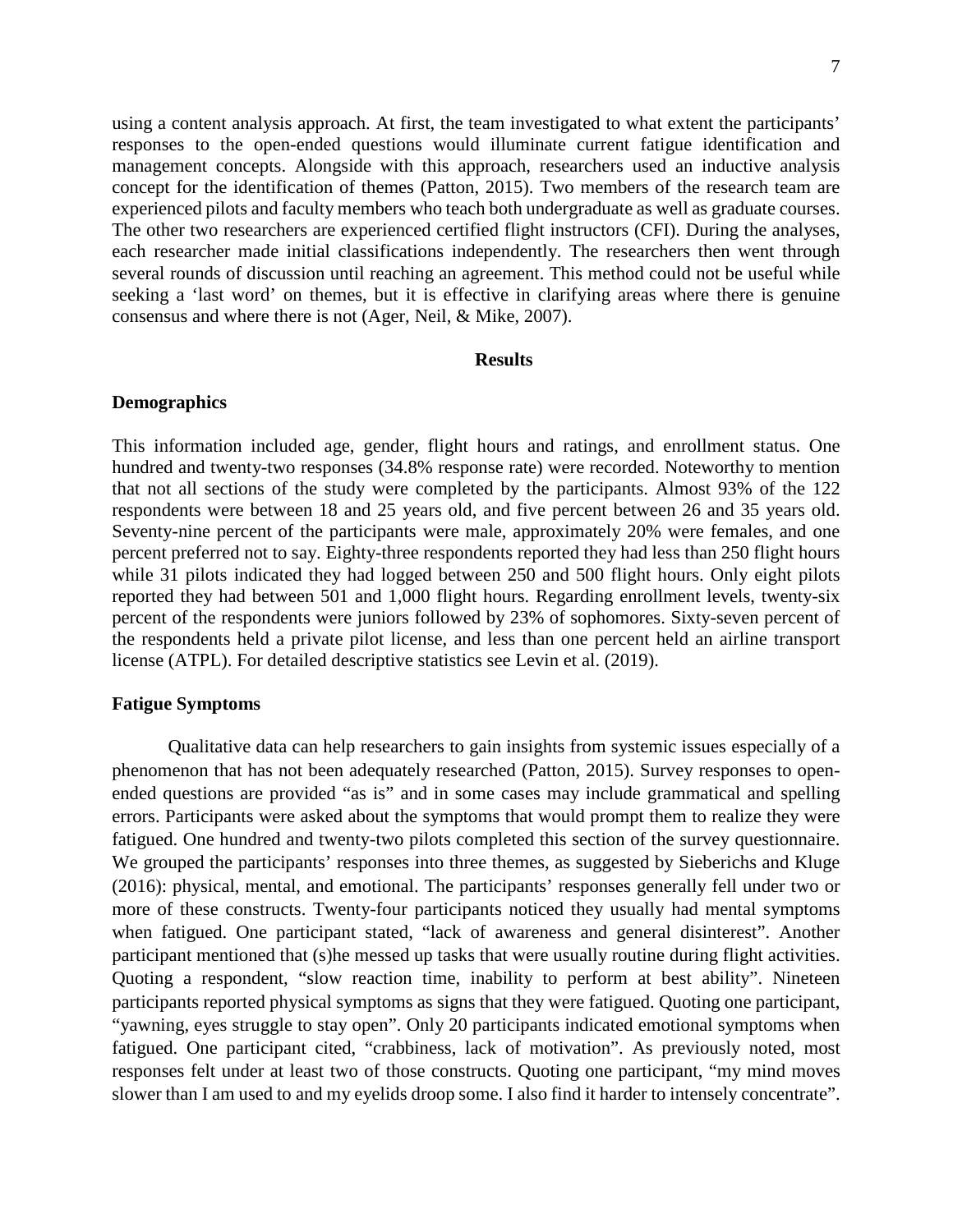using a content analysis approach. At first, the team investigated to what extent the participants' responses to the open-ended questions would illuminate current fatigue identification and management concepts. Alongside with this approach, researchers used an inductive analysis concept for the identification of themes (Patton, 2015). Two members of the research team are experienced pilots and faculty members who teach both undergraduate as well as graduate courses. The other two researchers are experienced certified flight instructors (CFI). During the analyses, each researcher made initial classifications independently. The researchers then went through several rounds of discussion until reaching an agreement. This method could not be useful while seeking a 'last word' on themes, but it is effective in clarifying areas where there is genuine consensus and where there is not (Ager, Neil, & Mike, 2007).

## Results

### Demographics

This information included age, gender, flight hours and ratings, and enrollment status. One hundred and twenty-two responses (34.8% response rate) were recorded. Noteworthy to mention that not all sections of the study were completed by the participants. Almost 93% of the 122 respondents were between 18 and 25 years old, and five percent between 26 and 35 years old. Seventy-nine percent of the participants were male, approximately 20% were females, and one percent preferred not to say. Eighty-three respondents reported they had less than 250 flight hours while 31 pilots indicated they had logged between 250 and 500 flight hours. Only eight pilots reported they had between 501 and 1,000 flight hours. Regarding enrollment levels, twenty-six percent of the respondents were juniors followed by 23% of sophomores. Sixty-seven percent of the respondents held a private pilot license, and less than one percent held an airline transport license (ATPL). For detailed descriptive statistics see Levin et al. (2019).

### Fatigue Symptoms

Qualitative data can help researchers to gain insights from systemic issues especially of a phenomenon that has not been adequately researched (Patton, 2015). Survey responses to open-ended questions are provided "as is" and in some cases may include grammatical and spelling errors. Participants were asked about the symptoms that would prompt them to realize they were fatigued. One hundred and twenty-two pilots completed this section of the survey questionnaire. We grouped the participants' responses into three themes, as suggested by Sieberichs and Kluge (2016): physical, mental, and emotional. The participants' responses generally fell under two or more of these constructs. Twenty-four participants noticed they usually had mental symptoms when fatigued. One participant stated, "lack of awareness and general disinterest". Another participant mentioned that (s)he messed up tasks that were usually routine during flight activities. Quoting a respondent, "slow reaction time, inability to perform at best ability". Nineteen participants reported physical symptoms as signs that they were fatigued. Quoting one participant, "yawning, eyes struggle to stay open". Only 20 participants indicated emotional symptoms when fatigued. One participant cited, "crabbiness, lack of motivation". As previously noted, most responses felt under at least two of those constructs. Quoting one participant, "my mind moves slower than I am used to and my eyelids droop some. I also find it harder to intensely concentrate".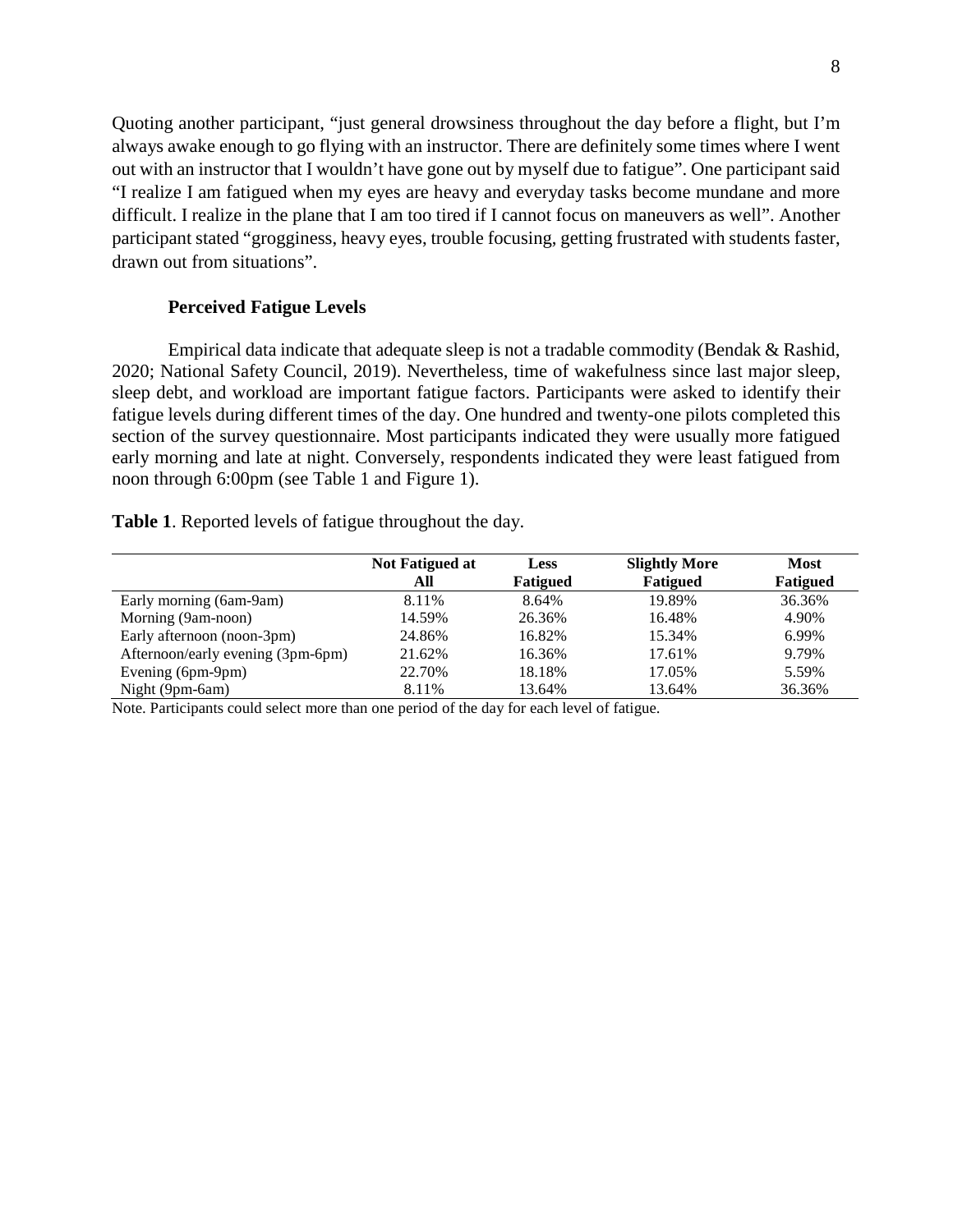Quoting another participant, "just general drowsiness throughout the day before a flight, but I'm always awake enough to go flying with an instructor. There are definitely some times where I went out with an instructor that I wouldn't have gone out by myself due to fatigue". One participant said "I realize I am fatigued when my eyes are heavy and everyday tasks become mundane and more difficult. I realize in the plane that I am too tired if I cannot focus on maneuvers as well". Another participant stated "grogginess, heavy eyes, trouble focusing, getting frustrated with students faster, drawn out from situations".

### Perceived Fatigue Levels

Empirical data indicate that adequate sleep is not a tradable commodity (Bendak & Rashid, 2020; National Safety Council, 2019). Nevertheless, time of wakefulness since last major sleep, sleep debt, and workload are important fatigue factors. Participants were asked to identify their fatigue levels during different times of the day. One hundred and twenty-one pilots completed this section of the survey questionnaire. Most participants indicated they were usually more fatigued early morning and late at night. Conversely, respondents indicated they were least fatigued from noon through 6:00pm (see Table 1 and Figure 1).

**Table 1**. Reported levels of fatigue throughout the day.

| | Not Fatigued at All | Less Fatigued | Slightly More Fatigued | Most Fatigued |
|---|---|---|---|---|
| Early morning (6am-9am) | 8.11% | 8.64% | 19.89% | 36.36% |
| Morning (9am-noon) | 14.59% | 26.36% | 16.48% | 4.90% |
| Early afternoon (noon-3pm) | 24.86% | 16.82% | 15.34% | 6.99% |
| Afternoon/early evening (3pm-6pm) | 21.62% | 16.36% | 17.61% | 9.79% |
| Evening (6pm-9pm) | 22.70% | 18.18% | 17.05% | 5.59% |
| Night (9pm-6am) | 8.11% | 13.64% | 13.64% | 36.36% |

Note. Participants could select more than one period of the day for each level of fatigue.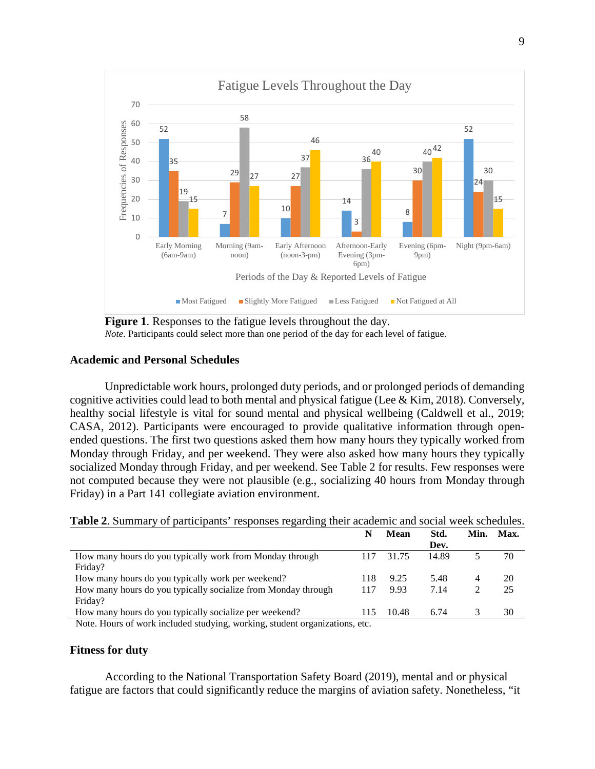**Figure 1**. Responses to the fatigue levels throughout the day.
*Note.* Participants could select more than one period of the day for each level of fatigue.

## Academic and Personal Schedules

Unpredictable work hours, prolonged duty periods, and or prolonged periods of demanding cognitive activities could lead to both mental and physical fatigue (Lee & Kim, 2018). Conversely, healthy social lifestyle is vital for sound mental and physical wellbeing (Caldwell et al., 2019; CASA, 2012). Participants were encouraged to provide qualitative information through open-ended questions. The first two questions asked them how many hours they typically worked from Monday through Friday, and per weekend. They were also asked how many hours they typically socialized Monday through Friday, and per weekend. See Table 2 for results. Few responses were not computed because they were not plausible (e.g., socializing 40 hours from Monday through Friday) in a Part 141 collegiate aviation environment.

**Table 2**. Summary of participants' responses regarding their academic and social week schedules.

| | N | Mean | Std. Dev. | Min. | Max. |
|---|---|---|---|---|---|
| How many hours do you typically work from Monday through Friday? | 117 | 31.75 | 14.89 | 5 | 70 |
| How many hours do you typically work per weekend? | 118 | 9.25 | 5.48 | 4 | 20 |
| How many hours do you typically socialize from Monday through Friday? | 117 | 9.93 | 7.14 | 2 | 25 |
| How many hours do you typically socialize per weekend? | 115 | 10.48 | 6.74 | 3 | 30 |

Note. Hours of work included studying, working, student organizations, etc.

## Fitness for duty

According to the National Transportation Safety Board (2019), mental and or physical fatigue are factors that could significantly reduce the margins of aviation safety. Nonetheless, "it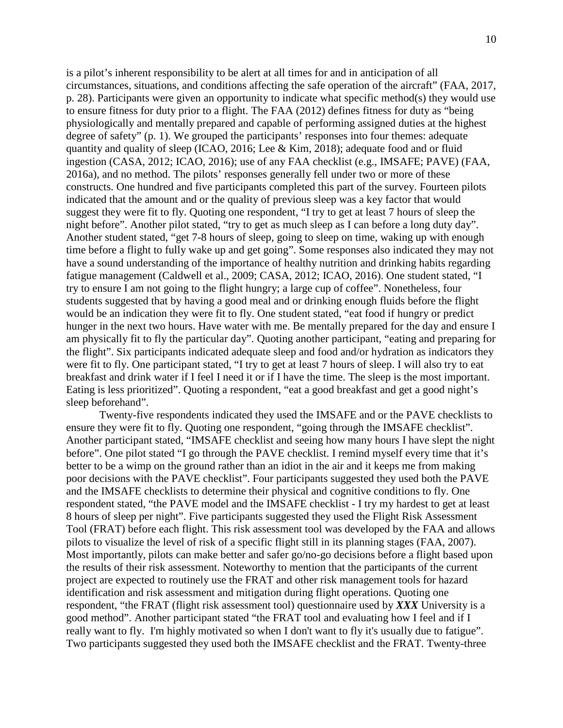is a pilot's inherent responsibility to be alert at all times for and in anticipation of all circumstances, situations, and conditions affecting the safe operation of the aircraft" (FAA, 2017, p. 28). Participants were given an opportunity to indicate what specific method(s) they would use to ensure fitness for duty prior to a flight. The FAA (2012) defines fitness for duty as "being physiologically and mentally prepared and capable of performing assigned duties at the highest degree of safety" (p. 1). We grouped the participants' responses into four themes: adequate quantity and quality of sleep (ICAO, 2016; Lee & Kim, 2018); adequate food and or fluid ingestion (CASA, 2012; ICAO, 2016); use of any FAA checklist (e.g., IMSAFE; PAVE) (FAA, 2016a), and no method. The pilots' responses generally fell under two or more of these constructs. One hundred and five participants completed this part of the survey. Fourteen pilots indicated that the amount and or the quality of previous sleep was a key factor that would suggest they were fit to fly. Quoting one respondent, "I try to get at least 7 hours of sleep the night before". Another pilot stated, "try to get as much sleep as I can before a long duty day". Another student stated, "get 7-8 hours of sleep, going to sleep on time, waking up with enough time before a flight to fully wake up and get going". Some responses also indicated they may not have a sound understanding of the importance of healthy nutrition and drinking habits regarding fatigue management (Caldwell et al., 2009; CASA, 2012; ICAO, 2016). One student stated, "I try to ensure I am not going to the flight hungry; a large cup of coffee". Nonetheless, four students suggested that by having a good meal and or drinking enough fluids before the flight would be an indication they were fit to fly. One student stated, "eat food if hungry or predict hunger in the next two hours. Have water with me. Be mentally prepared for the day and ensure I am physically fit to fly the particular day". Quoting another participant, "eating and preparing for the flight". Six participants indicated adequate sleep and food and/or hydration as indicators they were fit to fly. One participant stated, "I try to get at least 7 hours of sleep. I will also try to eat breakfast and drink water if I feel I need it or if I have the time. The sleep is the most important. Eating is less prioritized". Quoting a respondent, "eat a good breakfast and get a good night's sleep beforehand".

Twenty-five respondents indicated they used the IMSAFE and or the PAVE checklists to ensure they were fit to fly. Quoting one respondent, "going through the IMSAFE checklist". Another participant stated, "IMSAFE checklist and seeing how many hours I have slept the night before". One pilot stated "I go through the PAVE checklist. I remind myself every time that it's better to be a wimp on the ground rather than an idiot in the air and it keeps me from making poor decisions with the PAVE checklist". Four participants suggested they used both the PAVE and the IMSAFE checklists to determine their physical and cognitive conditions to fly. One respondent stated, "the PAVE model and the IMSAFE checklist - I try my hardest to get at least 8 hours of sleep per night". Five participants suggested they used the Flight Risk Assessment Tool (FRAT) before each flight. This risk assessment tool was developed by the FAA and allows pilots to visualize the level of risk of a specific flight still in its planning stages (FAA, 2007). Most importantly, pilots can make better and safer go/no-go decisions before a flight based upon the results of their risk assessment. Noteworthy to mention that the participants of the current project are expected to routinely use the FRAT and other risk management tools for hazard identification and risk assessment and mitigation during flight operations. Quoting one respondent, "the FRAT (flight risk assessment tool) questionnaire used by ***XXX*** University is a good method". Another participant stated "the FRAT tool and evaluating how I feel and if I really want to fly. I'm highly motivated so when I don't want to fly it's usually due to fatigue". Two participants suggested they used both the IMSAFE checklist and the FRAT. Twenty-three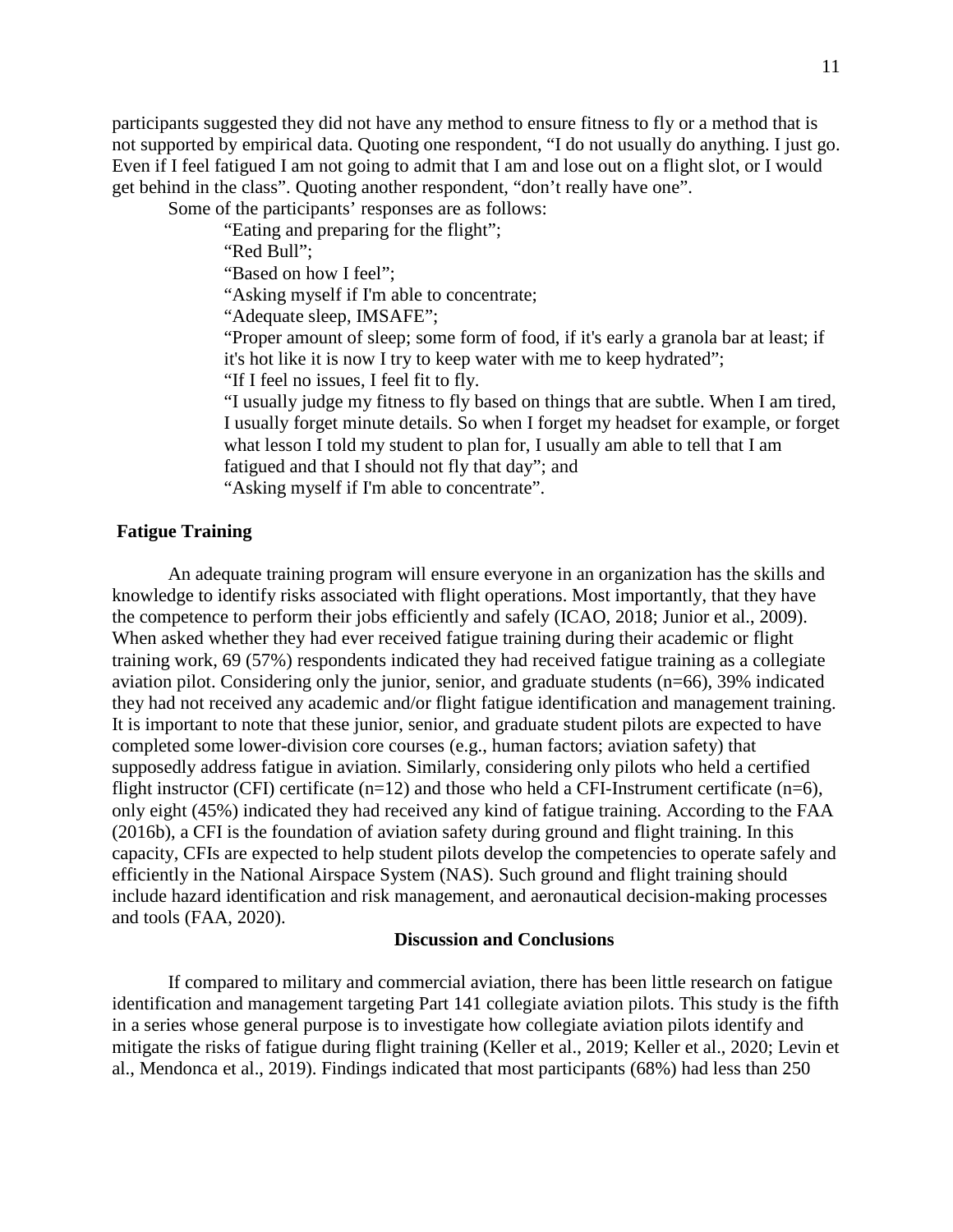participants suggested they did not have any method to ensure fitness to fly or a method that is not supported by empirical data. Quoting one respondent, "I do not usually do anything. I just go. Even if I feel fatigued I am not going to admit that I am and lose out on a flight slot, or I would get behind in the class". Quoting another respondent, "don't really have one".

Some of the participants' responses are as follows:

> "Eating and preparing for the flight";
> "Red Bull";
> "Based on how I feel";
> "Asking myself if I'm able to concentrate;
> "Adequate sleep, IMSAFE";
> "Proper amount of sleep; some form of food, if it's early a granola bar at least; if it's hot like it is now I try to keep water with me to keep hydrated";
> "If I feel no issues, I feel fit to fly.
> "I usually judge my fitness to fly based on things that are subtle. When I am tired, I usually forget minute details. So when I forget my headset for example, or forget what lesson I told my student to plan for, I usually am able to tell that I am fatigued and that I should not fly that day"; and
> "Asking myself if I'm able to concentrate".

### Fatigue Training

An adequate training program will ensure everyone in an organization has the skills and knowledge to identify risks associated with flight operations. Most importantly, that they have the competence to perform their jobs efficiently and safely (ICAO, 2018; Junior et al., 2009). When asked whether they had ever received fatigue training during their academic or flight training work, 69 (57%) respondents indicated they had received fatigue training as a collegiate aviation pilot. Considering only the junior, senior, and graduate students (n=66), 39% indicated they had not received any academic and/or flight fatigue identification and management training. It is important to note that these junior, senior, and graduate student pilots are expected to have completed some lower-division core courses (e.g., human factors; aviation safety) that supposedly address fatigue in aviation. Similarly, considering only pilots who held a certified flight instructor (CFI) certificate (n=12) and those who held a CFI-Instrument certificate (n=6), only eight (45%) indicated they had received any kind of fatigue training. According to the FAA (2016b), a CFI is the foundation of aviation safety during ground and flight training. In this capacity, CFIs are expected to help student pilots develop the competencies to operate safely and efficiently in the National Airspace System (NAS). Such ground and flight training should include hazard identification and risk management, and aeronautical decision-making processes and tools (FAA, 2020).

## Discussion and Conclusions

If compared to military and commercial aviation, there has been little research on fatigue identification and management targeting Part 141 collegiate aviation pilots. This study is the fifth in a series whose general purpose is to investigate how collegiate aviation pilots identify and mitigate the risks of fatigue during flight training (Keller et al., 2019; Keller et al., 2020; Levin et al., Mendonca et al., 2019). Findings indicated that most participants (68%) had less than 250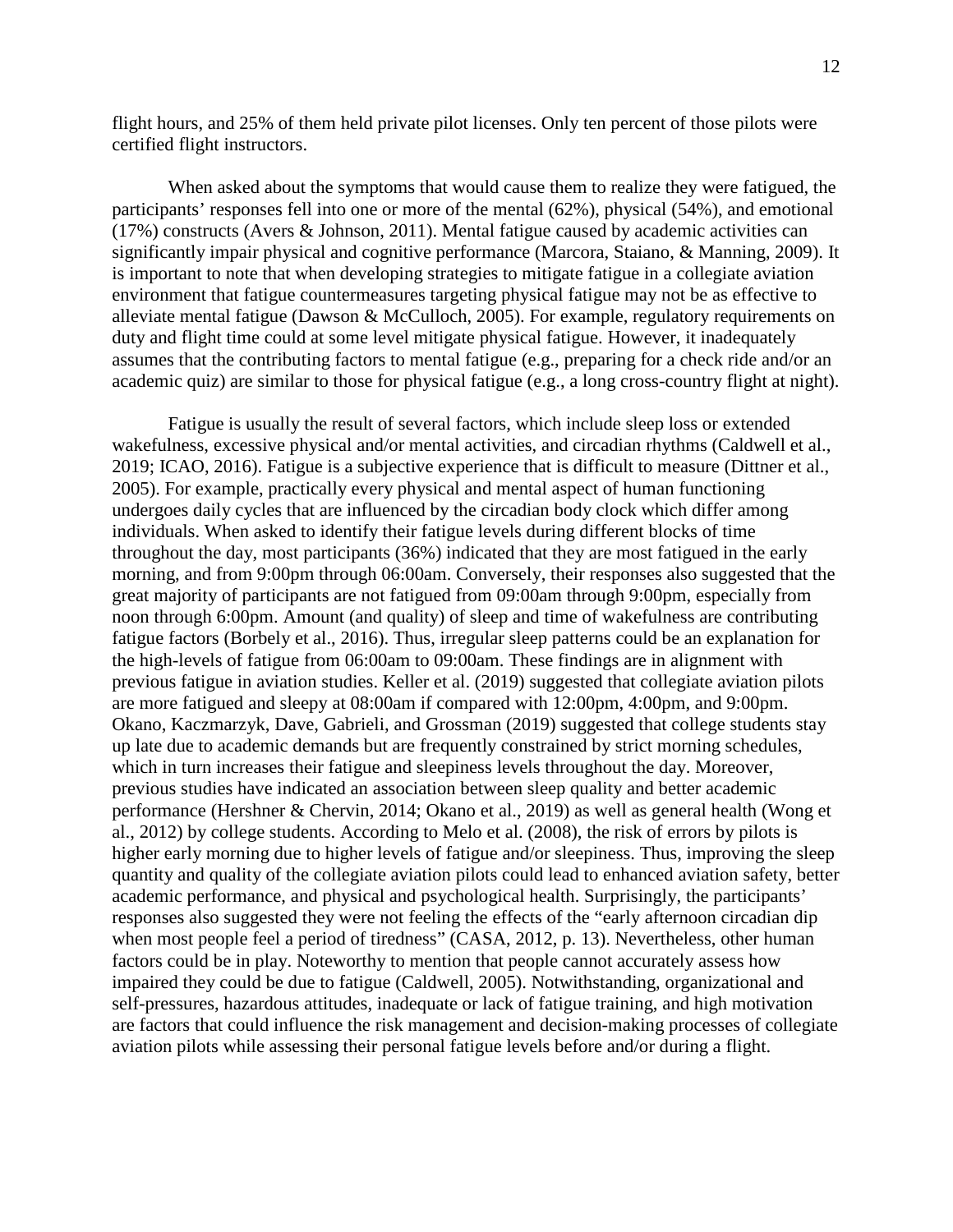flight hours, and 25% of them held private pilot licenses. Only ten percent of those pilots were certified flight instructors.

When asked about the symptoms that would cause them to realize they were fatigued, the participants' responses fell into one or more of the mental (62%), physical (54%), and emotional (17%) constructs (Avers & Johnson, 2011). Mental fatigue caused by academic activities can significantly impair physical and cognitive performance (Marcora, Staiano, & Manning, 2009). It is important to note that when developing strategies to mitigate fatigue in a collegiate aviation environment that fatigue countermeasures targeting physical fatigue may not be as effective to alleviate mental fatigue (Dawson & McCulloch, 2005). For example, regulatory requirements on duty and flight time could at some level mitigate physical fatigue. However, it inadequately assumes that the contributing factors to mental fatigue (e.g., preparing for a check ride and/or an academic quiz) are similar to those for physical fatigue (e.g., a long cross-country flight at night).

Fatigue is usually the result of several factors, which include sleep loss or extended wakefulness, excessive physical and/or mental activities, and circadian rhythms (Caldwell et al., 2019; ICAO, 2016). Fatigue is a subjective experience that is difficult to measure (Dittner et al., 2005). For example, practically every physical and mental aspect of human functioning undergoes daily cycles that are influenced by the circadian body clock which differ among individuals. When asked to identify their fatigue levels during different blocks of time throughout the day, most participants (36%) indicated that they are most fatigued in the early morning, and from 9:00pm through 06:00am. Conversely, their responses also suggested that the great majority of participants are not fatigued from 09:00am through 9:00pm, especially from noon through 6:00pm. Amount (and quality) of sleep and time of wakefulness are contributing fatigue factors (Borbely et al., 2016). Thus, irregular sleep patterns could be an explanation for the high-levels of fatigue from 06:00am to 09:00am. These findings are in alignment with previous fatigue in aviation studies. Keller et al. (2019) suggested that collegiate aviation pilots are more fatigued and sleepy at 08:00am if compared with 12:00pm, 4:00pm, and 9:00pm. Okano, Kaczmarzyk, Dave, Gabrieli, and Grossman (2019) suggested that college students stay up late due to academic demands but are frequently constrained by strict morning schedules, which in turn increases their fatigue and sleepiness levels throughout the day. Moreover, previous studies have indicated an association between sleep quality and better academic performance (Hershner & Chervin, 2014; Okano et al., 2019) as well as general health (Wong et al., 2012) by college students. According to Melo et al. (2008), the risk of errors by pilots is higher early morning due to higher levels of fatigue and/or sleepiness. Thus, improving the sleep quantity and quality of the collegiate aviation pilots could lead to enhanced aviation safety, better academic performance, and physical and psychological health. Surprisingly, the participants' responses also suggested they were not feeling the effects of the "early afternoon circadian dip when most people feel a period of tiredness" (CASA, 2012, p. 13). Nevertheless, other human factors could be in play. Noteworthy to mention that people cannot accurately assess how impaired they could be due to fatigue (Caldwell, 2005). Notwithstanding, organizational and self-pressures, hazardous attitudes, inadequate or lack of fatigue training, and high motivation are factors that could influence the risk management and decision-making processes of collegiate aviation pilots while assessing their personal fatigue levels before and/or during a flight.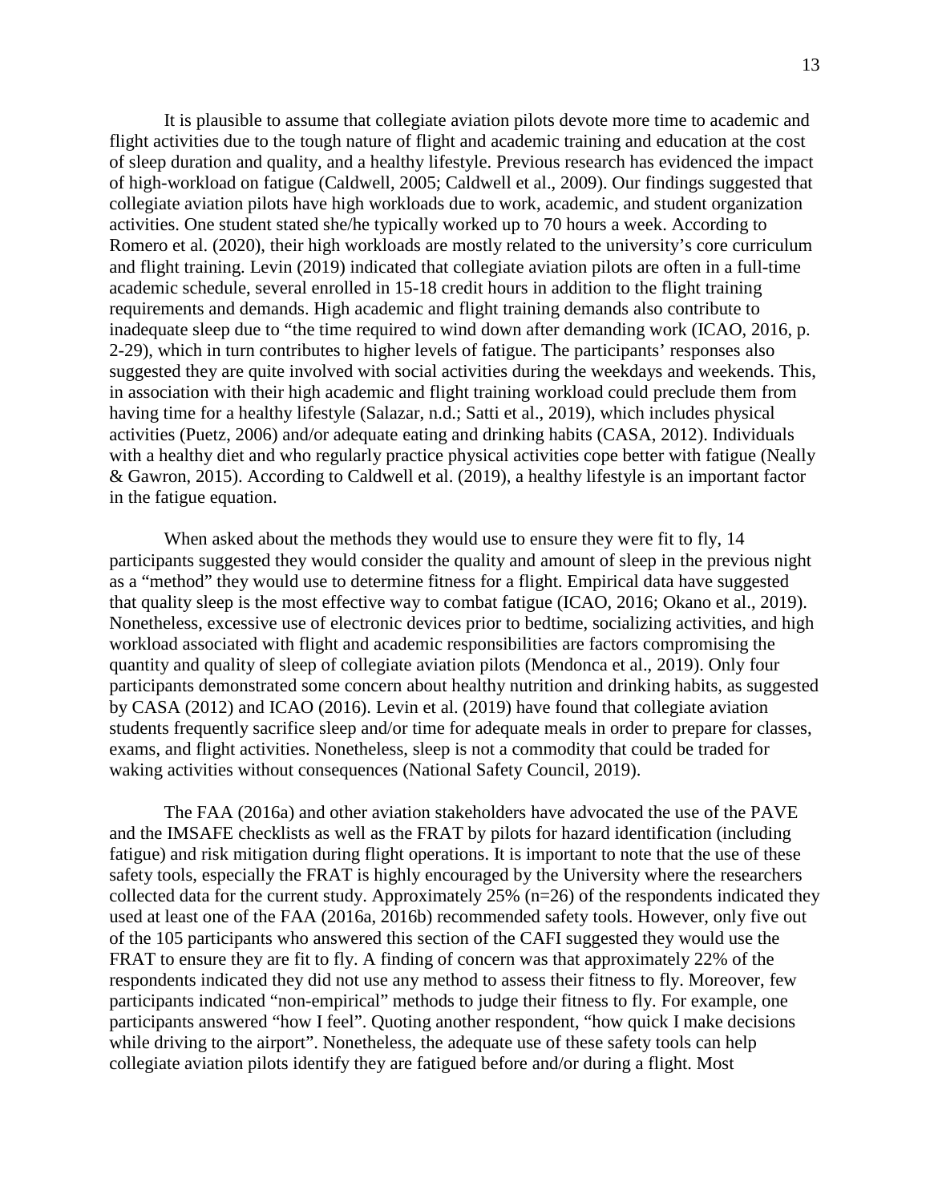It is plausible to assume that collegiate aviation pilots devote more time to academic and flight activities due to the tough nature of flight and academic training and education at the cost of sleep duration and quality, and a healthy lifestyle. Previous research has evidenced the impact of high-workload on fatigue (Caldwell, 2005; Caldwell et al., 2009). Our findings suggested that collegiate aviation pilots have high workloads due to work, academic, and student organization activities. One student stated she/he typically worked up to 70 hours a week. According to Romero et al. (2020), their high workloads are mostly related to the university's core curriculum and flight training. Levin (2019) indicated that collegiate aviation pilots are often in a full-time academic schedule, several enrolled in 15-18 credit hours in addition to the flight training requirements and demands. High academic and flight training demands also contribute to inadequate sleep due to "the time required to wind down after demanding work (ICAO, 2016, p. 2-29), which in turn contributes to higher levels of fatigue. The participants' responses also suggested they are quite involved with social activities during the weekdays and weekends. This, in association with their high academic and flight training workload could preclude them from having time for a healthy lifestyle (Salazar, n.d.; Satti et al., 2019), which includes physical activities (Puetz, 2006) and/or adequate eating and drinking habits (CASA, 2012). Individuals with a healthy diet and who regularly practice physical activities cope better with fatigue (Neally & Gawron, 2015). According to Caldwell et al. (2019), a healthy lifestyle is an important factor in the fatigue equation.

When asked about the methods they would use to ensure they were fit to fly, 14 participants suggested they would consider the quality and amount of sleep in the previous night as a "method" they would use to determine fitness for a flight. Empirical data have suggested that quality sleep is the most effective way to combat fatigue (ICAO, 2016; Okano et al., 2019). Nonetheless, excessive use of electronic devices prior to bedtime, socializing activities, and high workload associated with flight and academic responsibilities are factors compromising the quantity and quality of sleep of collegiate aviation pilots (Mendonca et al., 2019). Only four participants demonstrated some concern about healthy nutrition and drinking habits, as suggested by CASA (2012) and ICAO (2016). Levin et al. (2019) have found that collegiate aviation students frequently sacrifice sleep and/or time for adequate meals in order to prepare for classes, exams, and flight activities. Nonetheless, sleep is not a commodity that could be traded for waking activities without consequences (National Safety Council, 2019).

The FAA (2016a) and other aviation stakeholders have advocated the use of the PAVE and the IMSAFE checklists as well as the FRAT by pilots for hazard identification (including fatigue) and risk mitigation during flight operations. It is important to note that the use of these safety tools, especially the FRAT is highly encouraged by the University where the researchers collected data for the current study. Approximately 25% (n=26) of the respondents indicated they used at least one of the FAA (2016a, 2016b) recommended safety tools. However, only five out of the 105 participants who answered this section of the CAFI suggested they would use the FRAT to ensure they are fit to fly. A finding of concern was that approximately 22% of the respondents indicated they did not use any method to assess their fitness to fly. Moreover, few participants indicated "non-empirical" methods to judge their fitness to fly. For example, one participants answered "how I feel". Quoting another respondent, "how quick I make decisions while driving to the airport". Nonetheless, the adequate use of these safety tools can help collegiate aviation pilots identify they are fatigued before and/or during a flight. Most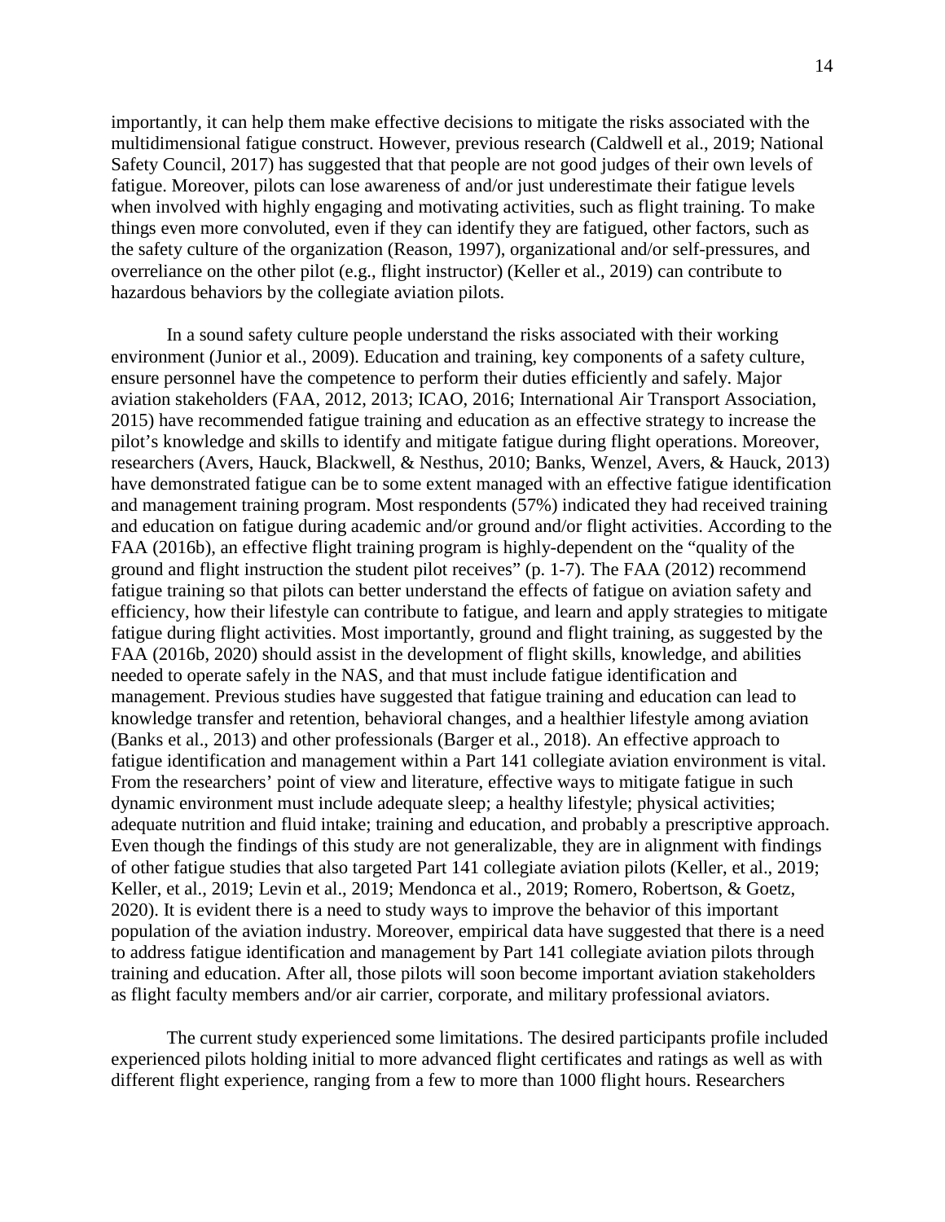importantly, it can help them make effective decisions to mitigate the risks associated with the multidimensional fatigue construct. However, previous research (Caldwell et al., 2019; National Safety Council, 2017) has suggested that that people are not good judges of their own levels of fatigue. Moreover, pilots can lose awareness of and/or just underestimate their fatigue levels when involved with highly engaging and motivating activities, such as flight training. To make things even more convoluted, even if they can identify they are fatigued, other factors, such as the safety culture of the organization (Reason, 1997), organizational and/or self-pressures, and overreliance on the other pilot (e.g., flight instructor) (Keller et al., 2019) can contribute to hazardous behaviors by the collegiate aviation pilots.

In a sound safety culture people understand the risks associated with their working environment (Junior et al., 2009). Education and training, key components of a safety culture, ensure personnel have the competence to perform their duties efficiently and safely. Major aviation stakeholders (FAA, 2012, 2013; ICAO, 2016; International Air Transport Association, 2015) have recommended fatigue training and education as an effective strategy to increase the pilot's knowledge and skills to identify and mitigate fatigue during flight operations. Moreover, researchers (Avers, Hauck, Blackwell, & Nesthus, 2010; Banks, Wenzel, Avers, & Hauck, 2013) have demonstrated fatigue can be to some extent managed with an effective fatigue identification and management training program. Most respondents (57%) indicated they had received training and education on fatigue during academic and/or ground and/or flight activities. According to the FAA (2016b), an effective flight training program is highly-dependent on the "quality of the ground and flight instruction the student pilot receives" (p. 1-7). The FAA (2012) recommend fatigue training so that pilots can better understand the effects of fatigue on aviation safety and efficiency, how their lifestyle can contribute to fatigue, and learn and apply strategies to mitigate fatigue during flight activities. Most importantly, ground and flight training, as suggested by the FAA (2016b, 2020) should assist in the development of flight skills, knowledge, and abilities needed to operate safely in the NAS, and that must include fatigue identification and management. Previous studies have suggested that fatigue training and education can lead to knowledge transfer and retention, behavioral changes, and a healthier lifestyle among aviation (Banks et al., 2013) and other professionals (Barger et al., 2018). An effective approach to fatigue identification and management within a Part 141 collegiate aviation environment is vital. From the researchers' point of view and literature, effective ways to mitigate fatigue in such dynamic environment must include adequate sleep; a healthy lifestyle; physical activities; adequate nutrition and fluid intake; training and education, and probably a prescriptive approach. Even though the findings of this study are not generalizable, they are in alignment with findings of other fatigue studies that also targeted Part 141 collegiate aviation pilots (Keller, et al., 2019; Keller, et al., 2019; Levin et al., 2019; Mendonca et al., 2019; Romero, Robertson, & Goetz, 2020). It is evident there is a need to study ways to improve the behavior of this important population of the aviation industry. Moreover, empirical data have suggested that there is a need to address fatigue identification and management by Part 141 collegiate aviation pilots through training and education. After all, those pilots will soon become important aviation stakeholders as flight faculty members and/or air carrier, corporate, and military professional aviators.

The current study experienced some limitations. The desired participants profile included experienced pilots holding initial to more advanced flight certificates and ratings as well as with different flight experience, ranging from a few to more than 1000 flight hours. Researchers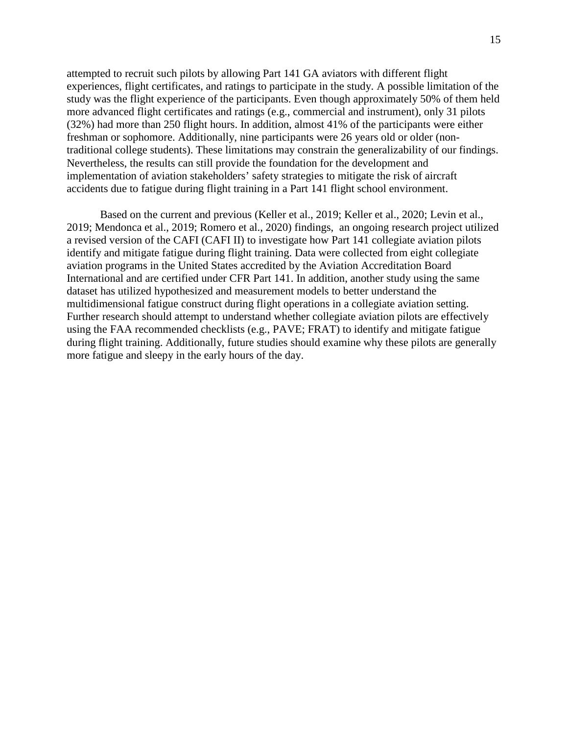attempted to recruit such pilots by allowing Part 141 GA aviators with different flight experiences, flight certificates, and ratings to participate in the study. A possible limitation of the study was the flight experience of the participants. Even though approximately 50% of them held more advanced flight certificates and ratings (e.g., commercial and instrument), only 31 pilots (32%) had more than 250 flight hours. In addition, almost 41% of the participants were either freshman or sophomore. Additionally, nine participants were 26 years old or older (non-traditional college students). These limitations may constrain the generalizability of our findings. Nevertheless, the results can still provide the foundation for the development and implementation of aviation stakeholders' safety strategies to mitigate the risk of aircraft accidents due to fatigue during flight training in a Part 141 flight school environment.

Based on the current and previous (Keller et al., 2019; Keller et al., 2020; Levin et al., 2019; Mendonca et al., 2019; Romero et al., 2020) findings, an ongoing research project utilized a revised version of the CAFI (CAFI II) to investigate how Part 141 collegiate aviation pilots identify and mitigate fatigue during flight training. Data were collected from eight collegiate aviation programs in the United States accredited by the Aviation Accreditation Board International and are certified under CFR Part 141. In addition, another study using the same dataset has utilized hypothesized and measurement models to better understand the multidimensional fatigue construct during flight operations in a collegiate aviation setting. Further research should attempt to understand whether collegiate aviation pilots are effectively using the FAA recommended checklists (e.g., PAVE; FRAT) to identify and mitigate fatigue during flight training. Additionally, future studies should examine why these pilots are generally more fatigue and sleepy in the early hours of the day.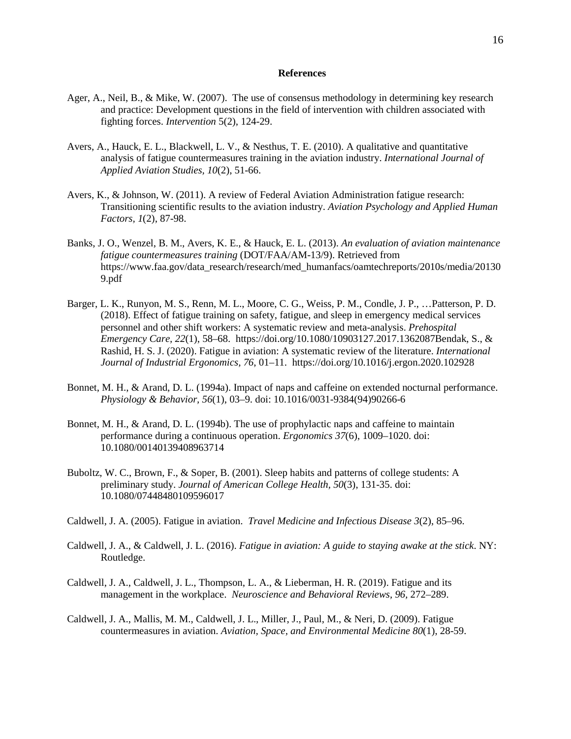# References

Ager, A., Neil, B., & Mike, W. (2007). The use of consensus methodology in determining key research and practice: Development questions in the field of intervention with children associated with fighting forces. *Intervention* 5(2), 124-29.

Avers, A., Hauck, E. L., Blackwell, L. V., & Nesthus, T. E. (2010). A qualitative and quantitative analysis of fatigue countermeasures training in the aviation industry. *International Journal of Applied Aviation Studies, 10*(2), 51-66.

Avers, K., & Johnson, W. (2011). A review of Federal Aviation Administration fatigue research: Transitioning scientific results to the aviation industry. *Aviation Psychology and Applied Human Factors, 1*(2), 87-98.

Banks, J. O., Wenzel, B. M., Avers, K. E., & Hauck, E. L. (2013). *An evaluation of aviation maintenance fatigue countermeasures training* (DOT/FAA/AM-13/9). Retrieved from https://www.faa.gov/data_research/research/med_humanfacs/oamtechreports/2010s/media/201309.pdf

Barger, L. K., Runyon, M. S., Renn, M. L., Moore, C. G., Weiss, P. M., Condle, J. P., …Patterson, P. D. (2018). Effect of fatigue training on safety, fatigue, and sleep in emergency medical services personnel and other shift workers: A systematic review and meta-analysis. *Prehospital Emergency Care, 22*(1), 58–68. https://doi.org/10.1080/10903127.2017.1362087Bendak, S., & Rashid, H. S. J. (2020). Fatigue in aviation: A systematic review of the literature. *International Journal of Industrial Ergonomics, 76*, 01–11. https://doi.org/10.1016/j.ergon.2020.102928

Bonnet, M. H., & Arand, D. L. (1994a). Impact of naps and caffeine on extended nocturnal performance. *Physiology & Behavior, 56*(1), 03–9. doi: 10.1016/0031-9384(94)90266-6

Bonnet, M. H., & Arand, D. L. (1994b). The use of prophylactic naps and caffeine to maintain performance during a continuous operation. *Ergonomics 37*(6), 1009–1020. doi: 10.1080/00140139408963714

Buboltz, W. C., Brown, F., & Soper, B. (2001). Sleep habits and patterns of college students: A preliminary study. *Journal of American College Health, 50*(3), 131-35. doi: 10.1080/07448480109596017

Caldwell, J. A. (2005). Fatigue in aviation. *Travel Medicine and Infectious Disease 3*(2), 85–96.

Caldwell, J. A., & Caldwell, J. L. (2016). *Fatigue in aviation: A guide to staying awake at the stick*. NY: Routledge.

Caldwell, J. A., Caldwell, J. L., Thompson, L. A., & Lieberman, H. R. (2019). Fatigue and its management in the workplace. *Neuroscience and Behavioral Reviews, 96*, 272–289.

Caldwell, J. A., Mallis, M. M., Caldwell, J. L., Miller, J., Paul, M., & Neri, D. (2009). Fatigue countermeasures in aviation. *Aviation, Space, and Environmental Medicine 80*(1), 28-59.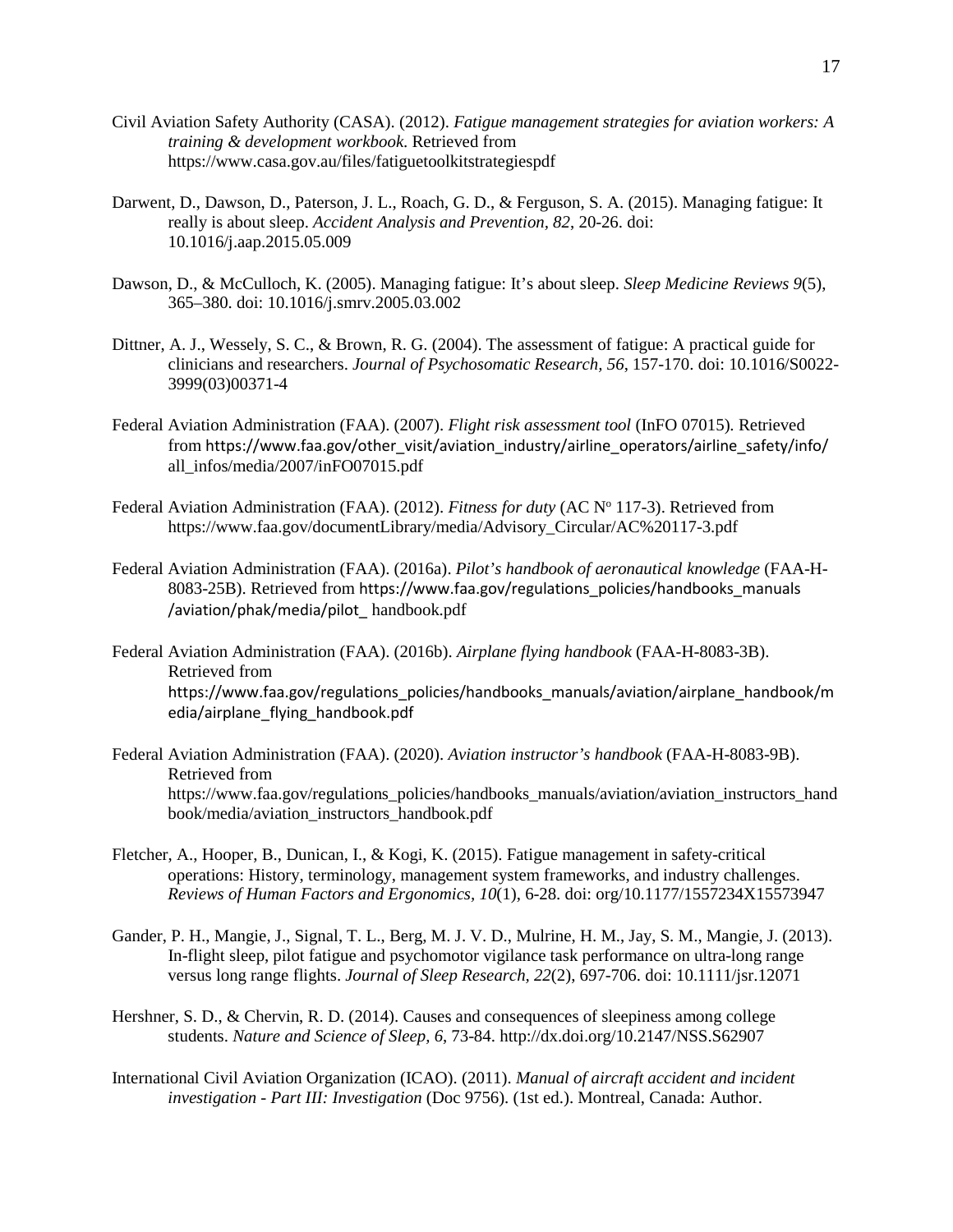Civil Aviation Safety Authority (CASA). (2012). *Fatigue management strategies for aviation workers: A training & development workbook.* Retrieved from https://www.casa.gov.au/files/fatiguetoolkitstrategiespdf

Darwent, D., Dawson, D., Paterson, J. L., Roach, G. D., & Ferguson, S. A. (2015). Managing fatigue: It really is about sleep. *Accident Analysis and Prevention, 82*, 20-26. doi: 10.1016/j.aap.2015.05.009

Dawson, D., & McCulloch, K. (2005). Managing fatigue: It's about sleep. *Sleep Medicine Reviews 9*(5), 365–380. doi: 10.1016/j.smrv.2005.03.002

Dittner, A. J., Wessely, S. C., & Brown, R. G. (2004). The assessment of fatigue: A practical guide for clinicians and researchers. *Journal of Psychosomatic Research, 56*, 157-170. doi: 10.1016/S0022-3999(03)00371-4

Federal Aviation Administration (FAA). (2007). *Flight risk assessment tool* (InFO 07015). Retrieved from https://www.faa.gov/other_visit/aviation_industry/airline_operators/airline_safety/info/all_infos/media/2007/inFO07015.pdf

Federal Aviation Administration (FAA). (2012). *Fitness for duty* (AC Nº 117-3). Retrieved from https://www.faa.gov/documentLibrary/media/Advisory_Circular/AC%20117-3.pdf

Federal Aviation Administration (FAA). (2016a). *Pilot's handbook of aeronautical knowledge* (FAA-H-8083-25B). Retrieved from https://www.faa.gov/regulations_policies/handbooks_manuals/aviation/phak/media/pilot_ handbook.pdf

Federal Aviation Administration (FAA). (2016b). *Airplane flying handbook* (FAA-H-8083-3B). Retrieved from https://www.faa.gov/regulations_policies/handbooks_manuals/aviation/airplane_handbook/media/airplane_flying_handbook.pdf

Federal Aviation Administration (FAA). (2020). *Aviation instructor's handbook* (FAA-H-8083-9B). Retrieved from https://www.faa.gov/regulations_policies/handbooks_manuals/aviation/aviation_instructors_handbook/media/aviation_instructors_handbook.pdf

Fletcher, A., Hooper, B., Dunican, I., & Kogi, K. (2015). Fatigue management in safety-critical operations: History, terminology, management system frameworks, and industry challenges. *Reviews of Human Factors and Ergonomics, 10*(1), 6-28. doi: org/10.1177/1557234X15573947

Gander, P. H., Mangie, J., Signal, T. L., Berg, M. J. V. D., Mulrine, H. M., Jay, S. M., Mangie, J. (2013). In-flight sleep, pilot fatigue and psychomotor vigilance task performance on ultra-long range versus long range flights. *Journal of Sleep Research, 22*(2), 697-706. doi: 10.1111/jsr.12071

Hershner, S. D., & Chervin, R. D. (2014). Causes and consequences of sleepiness among college students. *Nature and Science of Sleep, 6*, 73-84. http://dx.doi.org/10.2147/NSS.S62907

International Civil Aviation Organization (ICAO). (2011). *Manual of aircraft accident and incident investigation - Part III: Investigation* (Doc 9756). (1st ed.). Montreal, Canada: Author.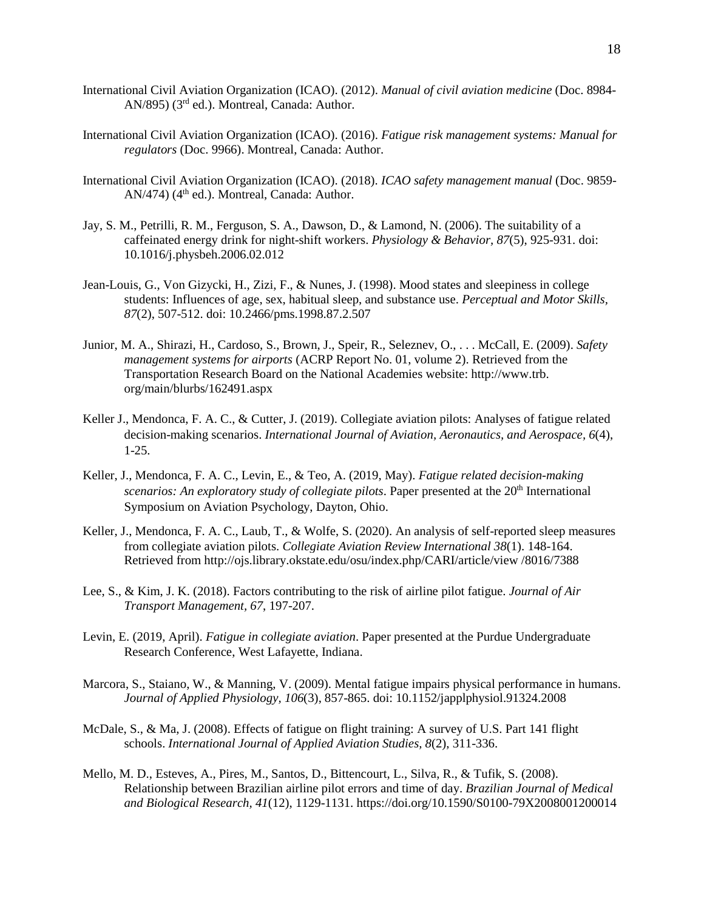International Civil Aviation Organization (ICAO). (2012). *Manual of civil aviation medicine* (Doc. 8984-AN/895) (3rd ed.). Montreal, Canada: Author.

International Civil Aviation Organization (ICAO). (2016). *Fatigue risk management systems: Manual for regulators* (Doc. 9966). Montreal, Canada: Author.

International Civil Aviation Organization (ICAO). (2018). *ICAO safety management manual* (Doc. 9859-AN/474) (4th ed.). Montreal, Canada: Author.

Jay, S. M., Petrilli, R. M., Ferguson, S. A., Dawson, D., & Lamond, N. (2006). The suitability of a caffeinated energy drink for night-shift workers. *Physiology & Behavior, 87*(5), 925-931. doi: 10.1016/j.physbeh.2006.02.012

Jean-Louis, G., Von Gizycki, H., Zizi, F., & Nunes, J. (1998). Mood states and sleepiness in college students: Influences of age, sex, habitual sleep, and substance use. *Perceptual and Motor Skills, 87*(2), 507-512. doi: 10.2466/pms.1998.87.2.507

Junior, M. A., Shirazi, H., Cardoso, S., Brown, J., Speir, R., Seleznev, O., . . . McCall, E. (2009). *Safety management systems for airports* (ACRP Report No. 01, volume 2). Retrieved from the Transportation Research Board on the National Academies website: http://www.trb.org/main/blurbs/162491.aspx

Keller J., Mendonca, F. A. C., & Cutter, J. (2019). Collegiate aviation pilots: Analyses of fatigue related decision-making scenarios. *International Journal of Aviation, Aeronautics, and Aerospace, 6*(4), 1-25.

Keller, J., Mendonca, F. A. C., Levin, E., & Teo, A. (2019, May). *Fatigue related decision-making scenarios: An exploratory study of collegiate pilots*. Paper presented at the 20th International Symposium on Aviation Psychology, Dayton, Ohio.

Keller, J., Mendonca, F. A. C., Laub, T., & Wolfe, S. (2020). An analysis of self-reported sleep measures from collegiate aviation pilots. *Collegiate Aviation Review International 38*(1). 148-164. Retrieved from http://ojs.library.okstate.edu/osu/index.php/CARI/article/view /8016/7388

Lee, S., & Kim, J. K. (2018). Factors contributing to the risk of airline pilot fatigue. *Journal of Air Transport Management, 67*, 197-207.

Levin, E. (2019, April). *Fatigue in collegiate aviation*. Paper presented at the Purdue Undergraduate Research Conference, West Lafayette, Indiana.

Marcora, S., Staiano, W., & Manning, V. (2009). Mental fatigue impairs physical performance in humans. *Journal of Applied Physiology, 106*(3), 857-865. doi: 10.1152/japplphysiol.91324.2008

McDale, S., & Ma, J. (2008). Effects of fatigue on flight training: A survey of U.S. Part 141 flight schools. *International Journal of Applied Aviation Studies, 8*(2), 311-336.

Mello, M. D., Esteves, A., Pires, M., Santos, D., Bittencourt, L., Silva, R., & Tufik, S. (2008). Relationship between Brazilian airline pilot errors and time of day. *Brazilian Journal of Medical and Biological Research, 41*(12), 1129-1131. https://doi.org/10.1590/S0100-79X2008001200014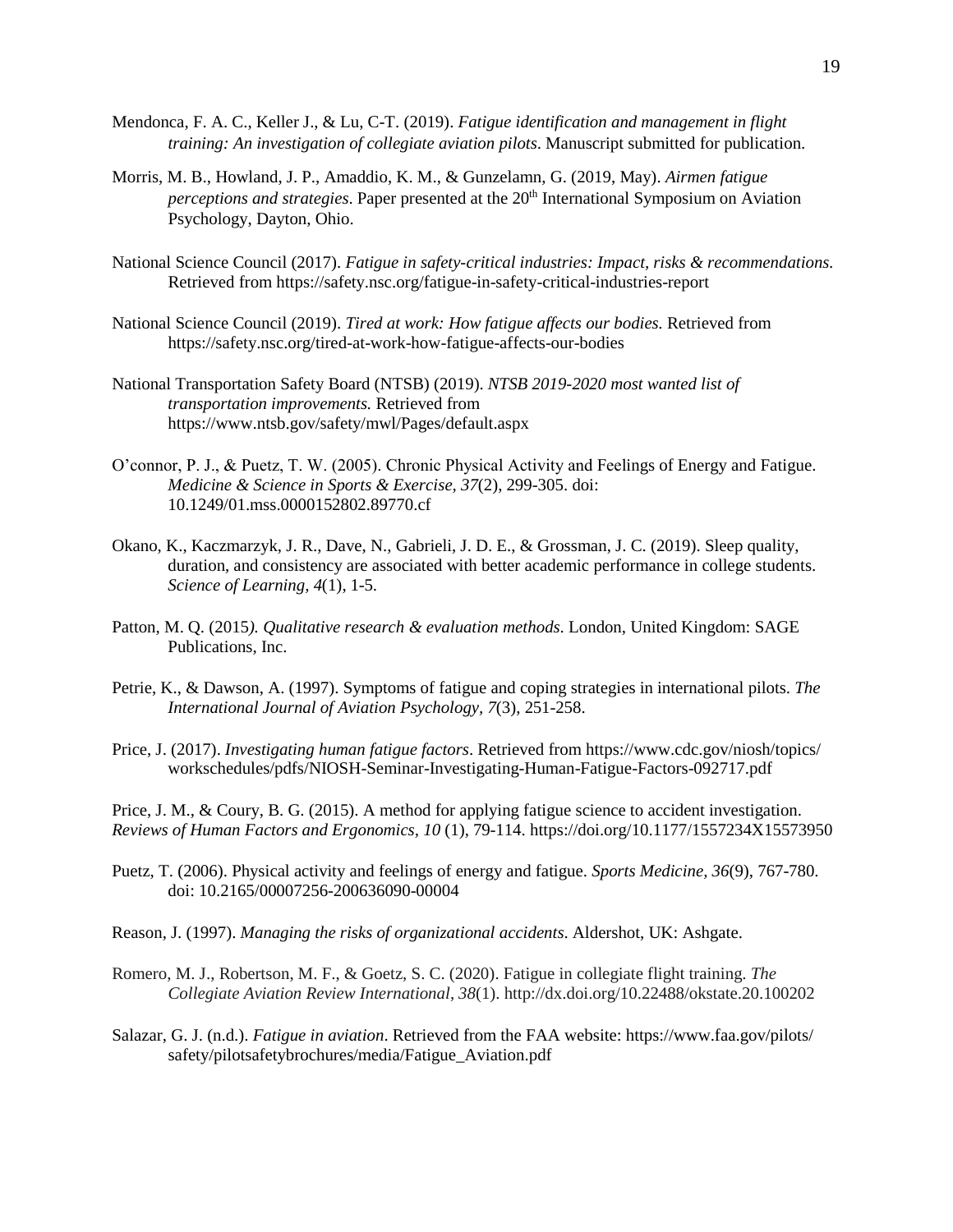Mendonca, F. A. C., Keller J., & Lu, C-T. (2019). *Fatigue identification and management in flight training: An investigation of collegiate aviation pilots*. Manuscript submitted for publication.

Morris, M. B., Howland, J. P., Amaddio, K. M., & Gunzelamn, G. (2019, May). *Airmen fatigue perceptions and strategies*. Paper presented at the 20th International Symposium on Aviation Psychology, Dayton, Ohio.

National Science Council (2017). *Fatigue in safety-critical industries: Impact, risks & recommendations.* Retrieved from https://safety.nsc.org/fatigue-in-safety-critical-industries-report

National Science Council (2019). *Tired at work: How fatigue affects our bodies.* Retrieved from https://safety.nsc.org/tired-at-work-how-fatigue-affects-our-bodies

National Transportation Safety Board (NTSB) (2019). *NTSB 2019-2020 most wanted list of transportation improvements.* Retrieved from https://www.ntsb.gov/safety/mwl/Pages/default.aspx

O'connor, P. J., & Puetz, T. W. (2005). Chronic Physical Activity and Feelings of Energy and Fatigue. *Medicine & Science in Sports & Exercise, 37*(2), 299-305. doi: 10.1249/01.mss.0000152802.89770.cf

Okano, K., Kaczmarzyk, J. R., Dave, N., Gabrieli, J. D. E., & Grossman, J. C. (2019). Sleep quality, duration, and consistency are associated with better academic performance in college students. *Science of Learning, 4*(1), 1-5.

Patton, M. Q. (2015*). Qualitative research & evaluation methods*. London, United Kingdom: SAGE Publications, Inc.

Petrie, K., & Dawson, A. (1997). Symptoms of fatigue and coping strategies in international pilots. *The International Journal of Aviation Psychology, 7*(3), 251-258.

Price, J. (2017). *Investigating human fatigue factors*. Retrieved from https://www.cdc.gov/niosh/topics/workschedules/pdfs/NIOSH-Seminar-Investigating-Human-Fatigue-Factors-092717.pdf

Price, J. M., & Coury, B. G. (2015). A method for applying fatigue science to accident investigation. *Reviews of Human Factors and Ergonomics, 10* (1), 79-114. https://doi.org/10.1177/1557234X15573950

Puetz, T. (2006). Physical activity and feelings of energy and fatigue. *Sports Medicine, 36*(9), 767-780. doi: 10.2165/00007256-200636090-00004

Reason, J. (1997). *Managing the risks of organizational accidents*. Aldershot, UK: Ashgate.

Romero, M. J., Robertson, M. F., & Goetz, S. C. (2020). Fatigue in collegiate flight training. *The Collegiate Aviation Review International*, *38*(1). http://dx.doi.org/10.22488/okstate.20.100202

Salazar, G. J. (n.d.). *Fatigue in aviation*. Retrieved from the FAA website: https://www.faa.gov/pilots/safety/pilotsafetybrochures/media/Fatigue_Aviation.pdf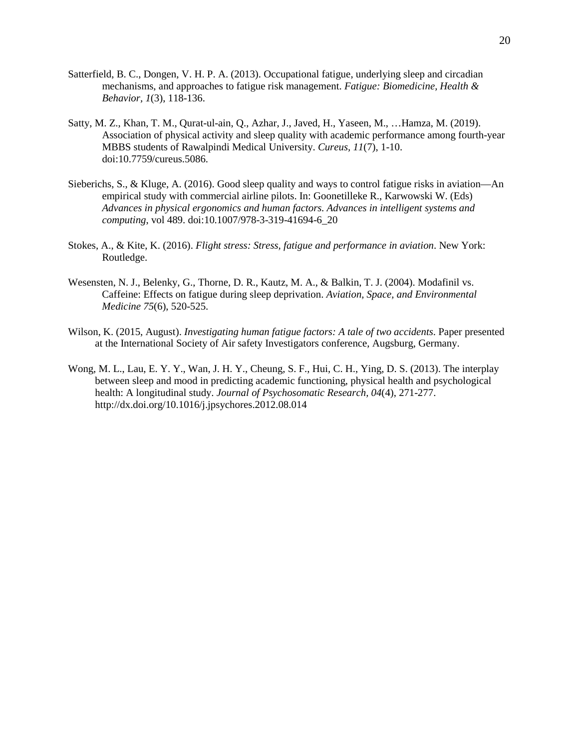Satterfield, B. C., Dongen, V. H. P. A. (2013). Occupational fatigue, underlying sleep and circadian mechanisms, and approaches to fatigue risk management. *Fatigue: Biomedicine, Health & Behavior, 1*(3), 118-136.

Satty, M. Z., Khan, T. M., Qurat-ul-ain, Q., Azhar, J., Javed, H., Yaseen, M., …Hamza, M. (2019). Association of physical activity and sleep quality with academic performance among fourth-year MBBS students of Rawalpindi Medical University. *Cureus, 11*(7), 1-10. doi:10.7759/cureus.5086.

Sieberichs, S., & Kluge, A. (2016). Good sleep quality and ways to control fatigue risks in aviation—An empirical study with commercial airline pilots. In: Goonetilleke R., Karwowski W. (Eds) *Advances in physical ergonomics and human factors. Advances in intelligent systems and computing*, vol 489. doi:10.1007/978-3-319-41694-6_20

Stokes, A., & Kite, K. (2016). *Flight stress: Stress, fatigue and performance in aviation*. New York: Routledge.

Wesensten, N. J., Belenky, G., Thorne, D. R., Kautz, M. A., & Balkin, T. J. (2004). Modafinil vs. Caffeine: Effects on fatigue during sleep deprivation. *Aviation, Space, and Environmental Medicine 75*(6), 520-525.

Wilson, K. (2015, August). *Investigating human fatigue factors: A tale of two accidents*. Paper presented at the International Society of Air safety Investigators conference, Augsburg, Germany.

Wong, M. L., Lau, E. Y. Y., Wan, J. H. Y., Cheung, S. F., Hui, C. H., Ying, D. S. (2013). The interplay between sleep and mood in predicting academic functioning, physical health and psychological health: A longitudinal study. *Journal of Psychosomatic Research, 04*(4), 271-277. http://dx.doi.org/10.1016/j.jpsychores.2012.08.014